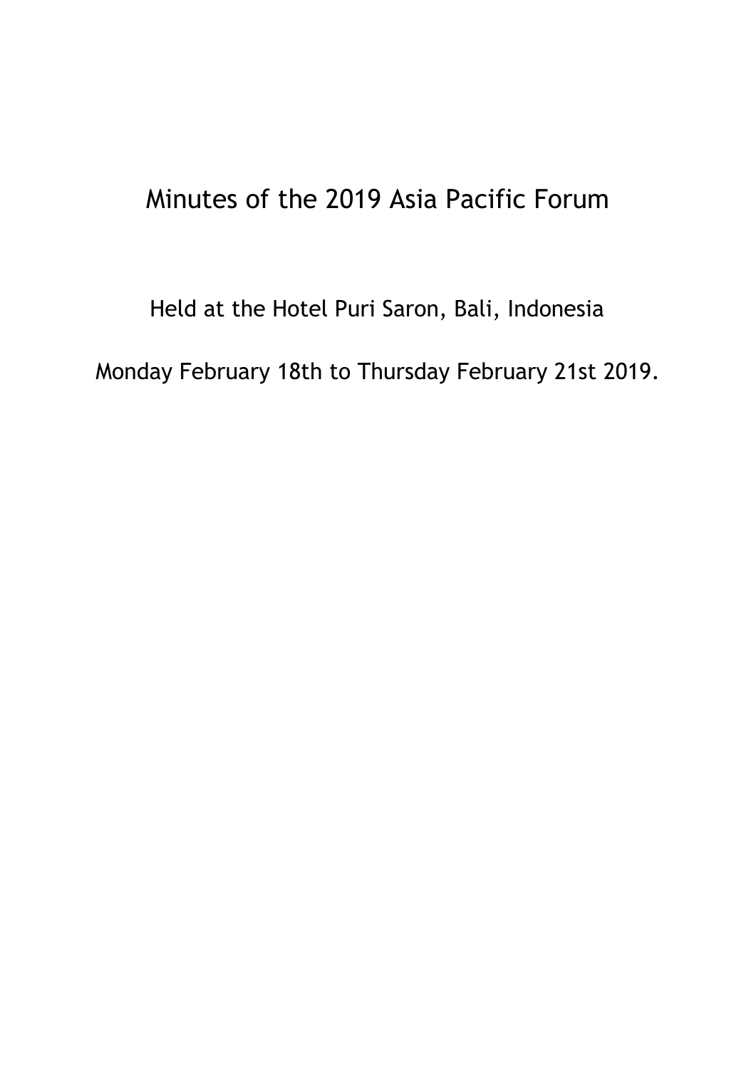# Minutes of the 2019 Asia Pacific Forum

Held at the Hotel Puri Saron, Bali, Indonesia

Monday February 18th to Thursday February 21st 2019.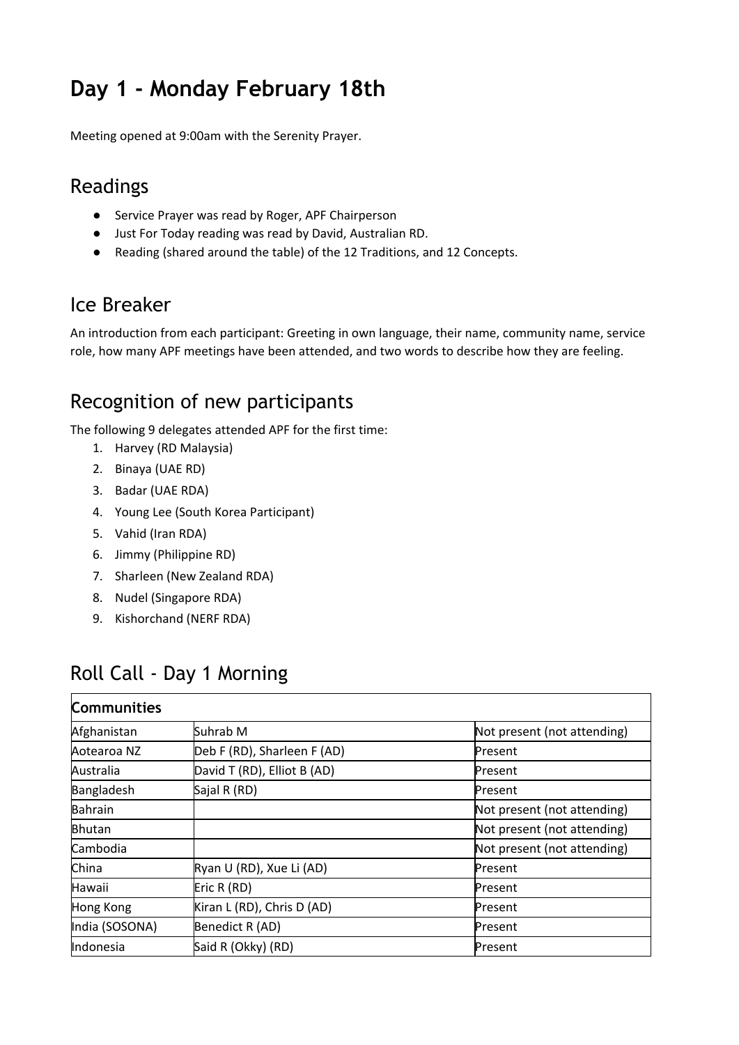# Day 1 - Monday February 18th

Meeting opened at 9:00am with the Serenity Prayer.

## Readings

- Service Prayer was read by Roger, APF Chairperson
- Just For Today reading was read by David, Australian RD.
- Reading (shared around the table) of the 12 Traditions, and 12 Concepts.

## Ice Breaker

An introduction from each participant: Greeting in own language, their name, community name, service role, how many APF meetings have been attended, and two words to describe how they are feeling.

## Recognition of new participants

The following 9 delegates attended APF for the first time:

1. Harvey (RD Malaysia)
2. Binaya (UAE RD)
3. Badar (UAE RDA)
4. Young Lee (South Korea Participant)
5. Vahid (Iran RDA)
6. Jimmy (Philippine RD)
7. Sharleen (New Zealand RDA)
8. Nudel (Singapore RDA)
9. Kishorchand (NERF RDA)

## Roll Call - Day 1 Morning

| **Communities** | | |
|---|---|---|
| Afghanistan | Suhrab M | Not present (not attending) |
| Aotearoa NZ | Deb F (RD), Sharleen F (AD) | Present |
| Australia | David T (RD), Elliot B (AD) | Present |
| Bangladesh | Sajal R (RD) | Present |
| Bahrain | | Not present (not attending) |
| Bhutan | | Not present (not attending) |
| Cambodia | | Not present (not attending) |
| China | Ryan U (RD), Xue Li (AD) | Present |
| Hawaii | Eric R (RD) | Present |
| Hong Kong | Kiran L (RD), Chris D (AD) | Present |
| India (SOSONA) | Benedict R (AD) | Present |
| Indonesia | Said R (Okky) (RD) | Present |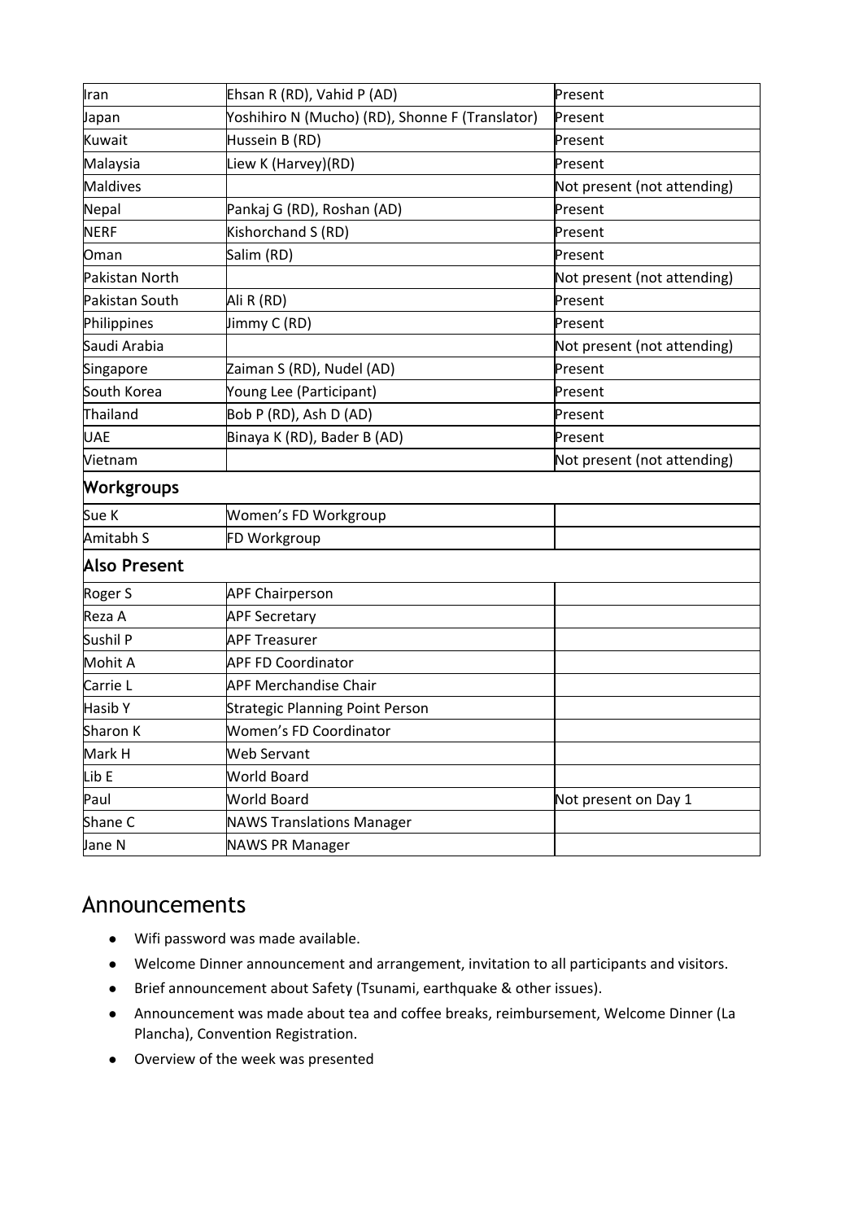| | | |
|---|---|---|
| Iran | Ehsan R (RD), Vahid P (AD) | Present |
| Japan | Yoshihiro N (Mucho) (RD), Shonne F (Translator) | Present |
| Kuwait | Hussein B (RD) | Present |
| Malaysia | Liew K (Harvey)(RD) | Present |
| Maldives | | Not present (not attending) |
| Nepal | Pankaj G (RD), Roshan (AD) | Present |
| NERF | Kishorchand S (RD) | Present |
| Oman | Salim (RD) | Present |
| Pakistan North | | Not present (not attending) |
| Pakistan South | Ali R (RD) | Present |
| Philippines | Jimmy C (RD) | Present |
| Saudi Arabia | | Not present (not attending) |
| Singapore | Zaiman S (RD), Nudel (AD) | Present |
| South Korea | Young Lee (Participant) | Present |
| Thailand | Bob P (RD), Ash D (AD) | Present |
| UAE | Binaya K (RD), Bader B (AD) | Present |
| Vietnam | | Not present (not attending) |
| **Workgroups** | | |
| Sue K | Women's FD Workgroup | |
| Amitabh S | FD Workgroup | |
| **Also Present** | | |
| Roger S | APF Chairperson | |
| Reza A | APF Secretary | |
| Sushil P | APF Treasurer | |
| Mohit A | APF FD Coordinator | |
| Carrie L | APF Merchandise Chair | |
| Hasib Y | Strategic Planning Point Person | |
| Sharon K | Women's FD Coordinator | |
| Mark H | Web Servant | |
| Lib E | World Board | |
| Paul | World Board | Not present on Day 1 |
| Shane C | NAWS Translations Manager | |
| Jane N | NAWS PR Manager | |

## Announcements

- Wifi password was made available.
- Welcome Dinner announcement and arrangement, invitation to all participants and visitors.
- Brief announcement about Safety (Tsunami, earthquake & other issues).
- Announcement was made about tea and coffee breaks, reimbursement, Welcome Dinner (La Plancha), Convention Registration.
- Overview of the week was presented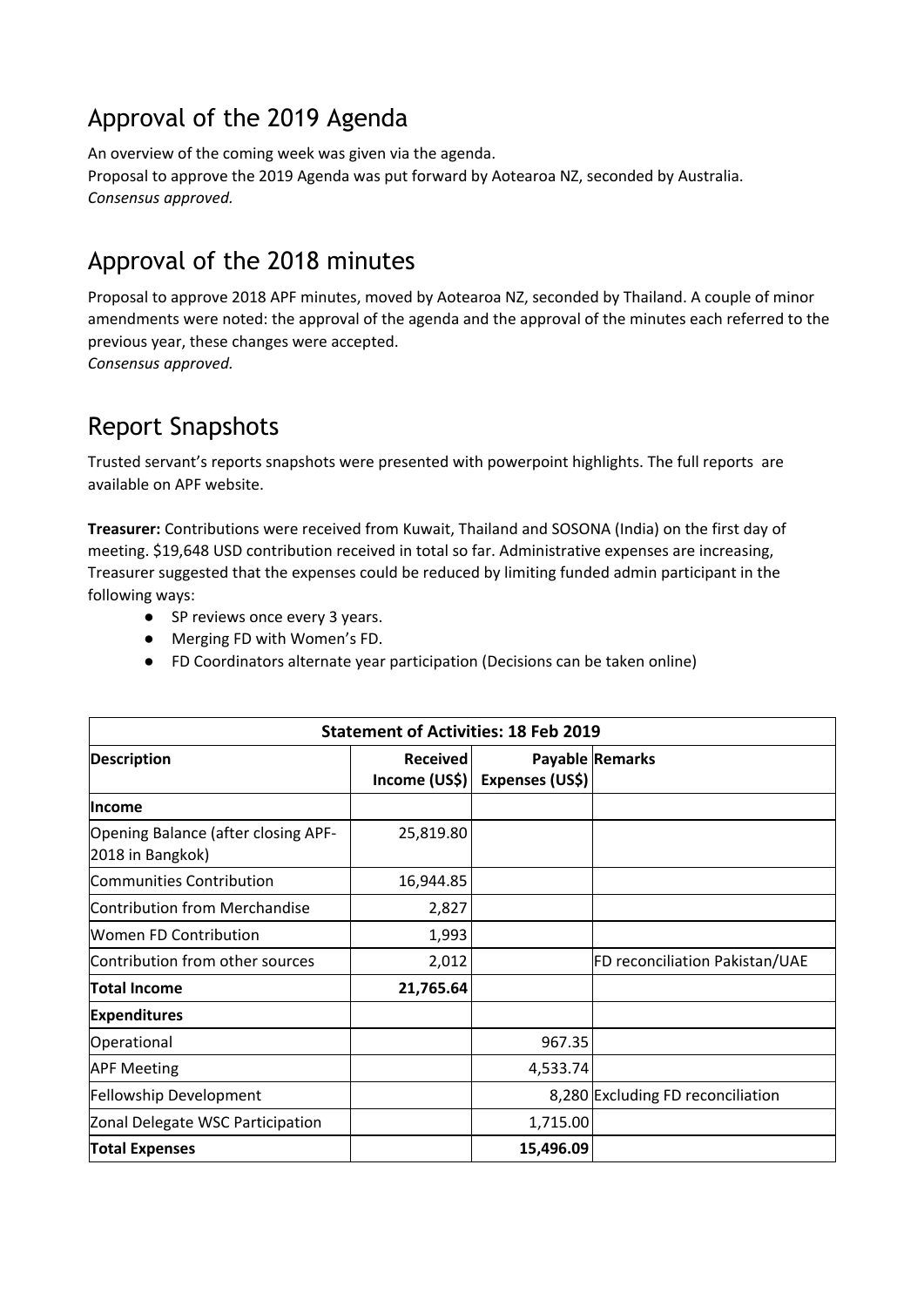## Approval of the 2019 Agenda

An overview of the coming week was given via the agenda.
Proposal to approve the 2019 Agenda was put forward by Aotearoa NZ, seconded by Australia.
*Consensus approved.*

## Approval of the 2018 minutes

Proposal to approve 2018 APF minutes, moved by Aotearoa NZ, seconded by Thailand. A couple of minor amendments were noted: the approval of the agenda and the approval of the minutes each referred to the previous year, these changes were accepted.
*Consensus approved.*

## Report Snapshots

Trusted servant's reports snapshots were presented with powerpoint highlights. The full reports are available on APF website.

**Treasurer:** Contributions were received from Kuwait, Thailand and SOSONA (India) on the first day of meeting. $19,648 USD contribution received in total so far. Administrative expenses are increasing, Treasurer suggested that the expenses could be reduced by limiting funded admin participant in the following ways:

- SP reviews once every 3 years.
- Merging FD with Women's FD.
- FD Coordinators alternate year participation (Decisions can be taken online)

| Statement of Activities: 18 Feb 2019 | | | |
|---|---|---|---|
| **Description** | **Received Income (US$)** | **Payable Expenses (US$)** | **Remarks** |
| **Income** | | | |
| Opening Balance (after closing APF-2018 in Bangkok) | 25,819.80 | | |
| Communities Contribution | 16,944.85 | | |
| Contribution from Merchandise | 2,827 | | |
| Women FD Contribution | 1,993 | | |
| Contribution from other sources | 2,012 | | FD reconciliation Pakistan/UAE |
| **Total Income** | **21,765.64** | | |
| **Expenditures** | | | |
| Operational | | 967.35 | |
| APF Meeting | | 4,533.74 | |
| Fellowship Development | | 8,280 | Excluding FD reconciliation |
| Zonal Delegate WSC Participation | | 1,715.00 | |
| **Total Expenses** | | **15,496.09** | |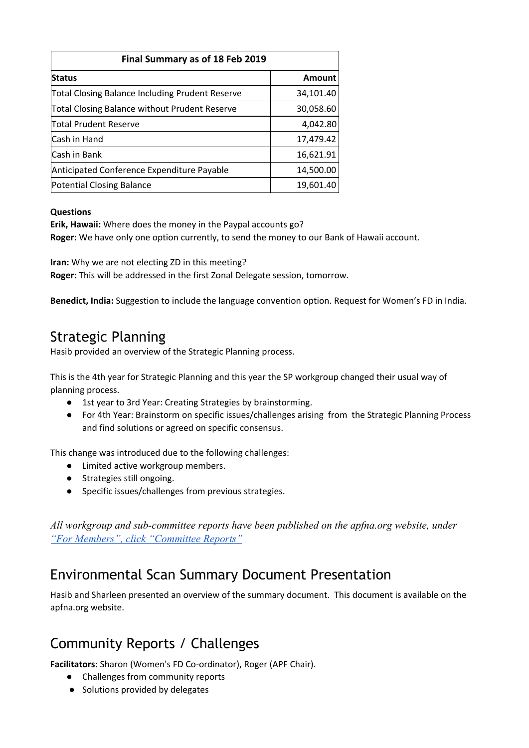| Final Summary as of 18 Feb 2019 | |
|---|---|
| **Status** | **Amount** |
| Total Closing Balance Including Prudent Reserve | 34,101.40 |
| Total Closing Balance without Prudent Reserve | 30,058.60 |
| Total Prudent Reserve | 4,042.80 |
| Cash in Hand | 17,479.42 |
| Cash in Bank | 16,621.91 |
| Anticipated Conference Expenditure Payable | 14,500.00 |
| Potential Closing Balance | 19,601.40 |

**Questions**
**Erik, Hawaii:** Where does the money in the Paypal accounts go?
**Roger:** We have only one option currently, to send the money to our Bank of Hawaii account.

**Iran:** Why we are not electing ZD in this meeting?
**Roger:** This will be addressed in the first Zonal Delegate session, tomorrow.

**Benedict, India:** Suggestion to include the language convention option. Request for Women's FD in India.

## Strategic Planning

Hasib provided an overview of the Strategic Planning process.

This is the 4th year for Strategic Planning and this year the SP workgroup changed their usual way of planning process.

- 1st year to 3rd Year: Creating Strategies by brainstorming.
- For 4th Year: Brainstorm on specific issues/challenges arising from the Strategic Planning Process and find solutions or agreed on specific consensus.

This change was introduced due to the following challenges:

- Limited active workgroup members.
- Strategies still ongoing.
- Specific issues/challenges from previous strategies.

*All workgroup and sub-committee reports have been published on the apfna.org website, under "For Members", click "Committee Reports"*

## Environmental Scan Summary Document Presentation

Hasib and Sharleen presented an overview of the summary document. This document is available on the apfna.org website.

## Community Reports / Challenges

**Facilitators:** Sharon (Women's FD Co-ordinator), Roger (APF Chair).

- Challenges from community reports
- Solutions provided by delegates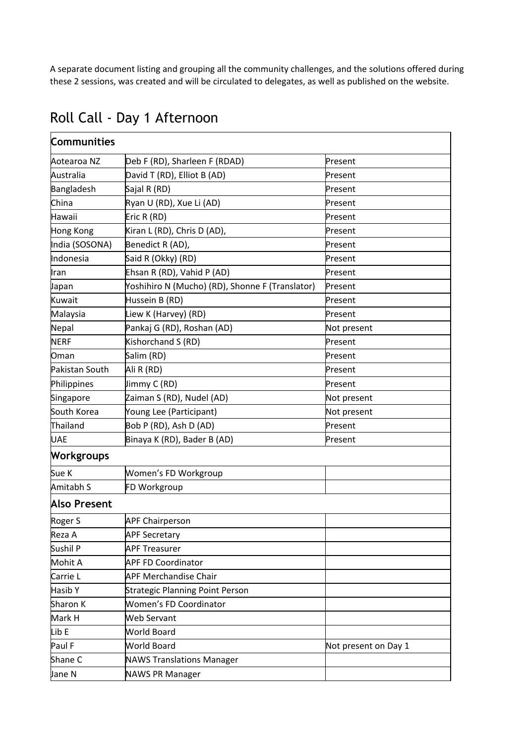A separate document listing and grouping all the community challenges, and the solutions offered during these 2 sessions, was created and will be circulated to delegates, as well as published on the website.

## Roll Call - Day 1 Afternoon

| **Communities** | | |
|---|---|---|
| Aotearoa NZ | Deb F (RD), Sharleen F (RDAD) | Present |
| Australia | David T (RD), Elliot B (AD) | Present |
| Bangladesh | Sajal R (RD) | Present |
| China | Ryan U (RD), Xue Li (AD) | Present |
| Hawaii | Eric R (RD) | Present |
| Hong Kong | Kiran L (RD), Chris D (AD), | Present |
| India (SOSONA) | Benedict R (AD), | Present |
| Indonesia | Said R (Okky) (RD) | Present |
| Iran | Ehsan R (RD), Vahid P (AD) | Present |
| Japan | Yoshihiro N (Mucho) (RD), Shonne F (Translator) | Present |
| Kuwait | Hussein B (RD) | Present |
| Malaysia | Liew K (Harvey) (RD) | Present |
| Nepal | Pankaj G (RD), Roshan (AD) | Not present |
| NERF | Kishorchand S (RD) | Present |
| Oman | Salim (RD) | Present |
| Pakistan South | Ali R (RD) | Present |
| Philippines | Jimmy C (RD) | Present |
| Singapore | Zaiman S (RD), Nudel (AD) | Not present |
| South Korea | Young Lee (Participant) | Not present |
| Thailand | Bob P (RD), Ash D (AD) | Present |
| UAE | Binaya K (RD), Bader B (AD) | Present |
| **Workgroups** | | |
| Sue K | Women's FD Workgroup | |
| Amitabh S | FD Workgroup | |
| **Also Present** | | |
| Roger S | APF Chairperson | |
| Reza A | APF Secretary | |
| Sushil P | APF Treasurer | |
| Mohit A | APF FD Coordinator | |
| Carrie L | APF Merchandise Chair | |
| Hasib Y | Strategic Planning Point Person | |
| Sharon K | Women's FD Coordinator | |
| Mark H | Web Servant | |
| Lib E | World Board | |
| Paul F | World Board | Not present on Day 1 |
| Shane C | NAWS Translations Manager | |
| Jane N | NAWS PR Manager | |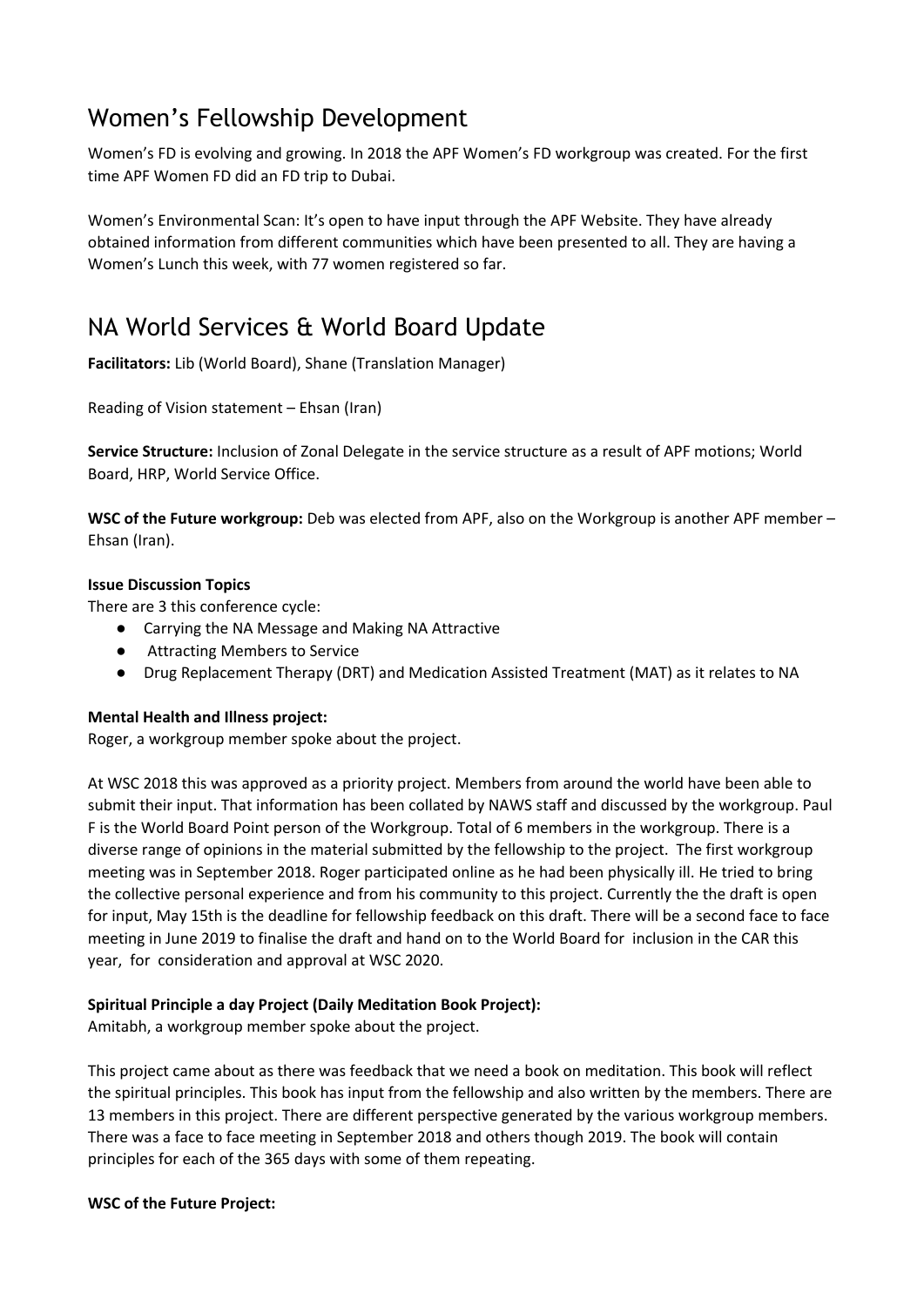# Women's Fellowship Development

Women's FD is evolving and growing. In 2018 the APF Women's FD workgroup was created. For the first time APF Women FD did an FD trip to Dubai.

Women's Environmental Scan: It's open to have input through the APF Website. They have already obtained information from different communities which have been presented to all. They are having a Women's Lunch this week, with 77 women registered so far.

# NA World Services & World Board Update

**Facilitators:** Lib (World Board), Shane (Translation Manager)

Reading of Vision statement – Ehsan (Iran)

**Service Structure:** Inclusion of Zonal Delegate in the service structure as a result of APF motions; World Board, HRP, World Service Office.

**WSC of the Future workgroup:** Deb was elected from APF, also on the Workgroup is another APF member – Ehsan (Iran).

**Issue Discussion Topics**

There are 3 this conference cycle:

- Carrying the NA Message and Making NA Attractive
- Attracting Members to Service
- Drug Replacement Therapy (DRT) and Medication Assisted Treatment (MAT) as it relates to NA

**Mental Health and Illness project:**

Roger, a workgroup member spoke about the project.

At WSC 2018 this was approved as a priority project. Members from around the world have been able to submit their input. That information has been collated by NAWS staff and discussed by the workgroup. Paul F is the World Board Point person of the Workgroup. Total of 6 members in the workgroup. There is a diverse range of opinions in the material submitted by the fellowship to the project. The first workgroup meeting was in September 2018. Roger participated online as he had been physically ill. He tried to bring the collective personal experience and from his community to this project. Currently the the draft is open for input, May 15th is the deadline for fellowship feedback on this draft. There will be a second face to face meeting in June 2019 to finalise the draft and hand on to the World Board for inclusion in the CAR this year, for consideration and approval at WSC 2020.

**Spiritual Principle a day Project (Daily Meditation Book Project):**

Amitabh, a workgroup member spoke about the project.

This project came about as there was feedback that we need a book on meditation. This book will reflect the spiritual principles. This book has input from the fellowship and also written by the members. There are 13 members in this project. There are different perspective generated by the various workgroup members. There was a face to face meeting in September 2018 and others though 2019. The book will contain principles for each of the 365 days with some of them repeating.

**WSC of the Future Project:**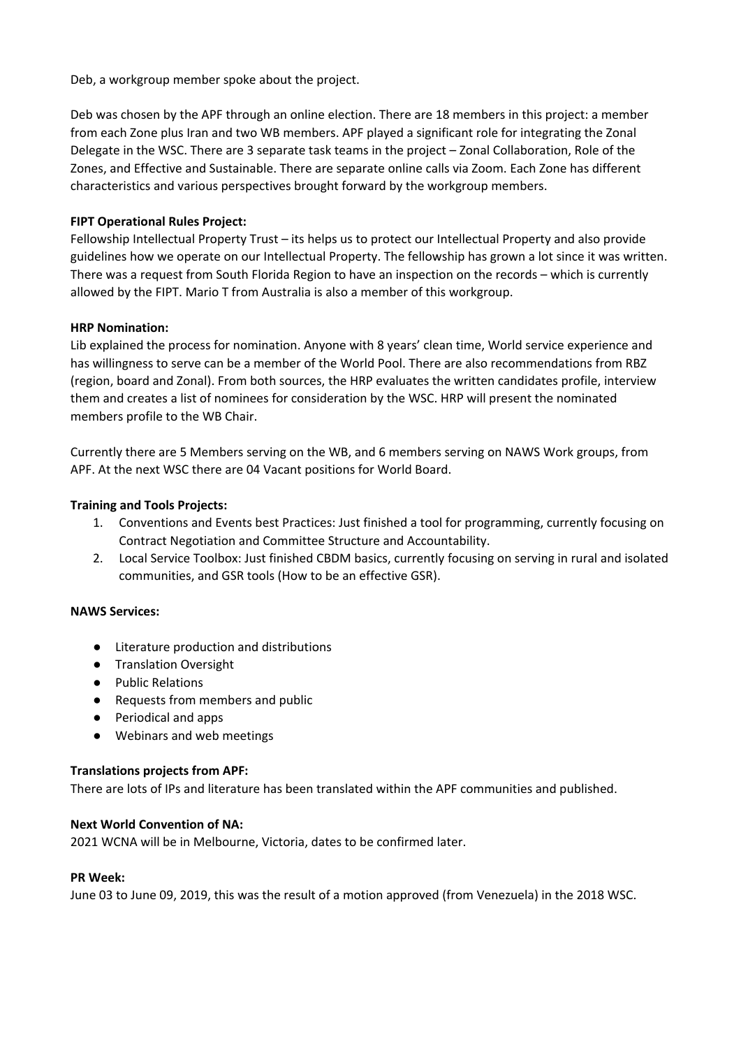Deb, a workgroup member spoke about the project.

Deb was chosen by the APF through an online election. There are 18 members in this project: a member from each Zone plus Iran and two WB members. APF played a significant role for integrating the Zonal Delegate in the WSC. There are 3 separate task teams in the project – Zonal Collaboration, Role of the Zones, and Effective and Sustainable. There are separate online calls via Zoom. Each Zone has different characteristics and various perspectives brought forward by the workgroup members.

**FIPT Operational Rules Project:**

Fellowship Intellectual Property Trust – its helps us to protect our Intellectual Property and also provide guidelines how we operate on our Intellectual Property. The fellowship has grown a lot since it was written. There was a request from South Florida Region to have an inspection on the records – which is currently allowed by the FIPT. Mario T from Australia is also a member of this workgroup.

**HRP Nomination:**

Lib explained the process for nomination. Anyone with 8 years' clean time, World service experience and has willingness to serve can be a member of the World Pool. There are also recommendations from RBZ (region, board and Zonal). From both sources, the HRP evaluates the written candidates profile, interview them and creates a list of nominees for consideration by the WSC. HRP will present the nominated members profile to the WB Chair.

Currently there are 5 Members serving on the WB, and 6 members serving on NAWS Work groups, from APF. At the next WSC there are 04 Vacant positions for World Board.

**Training and Tools Projects:**

1. Conventions and Events best Practices: Just finished a tool for programming, currently focusing on Contract Negotiation and Committee Structure and Accountability.
2. Local Service Toolbox: Just finished CBDM basics, currently focusing on serving in rural and isolated communities, and GSR tools (How to be an effective GSR).

**NAWS Services:**

- Literature production and distributions
- Translation Oversight
- Public Relations
- Requests from members and public
- Periodical and apps
- Webinars and web meetings

**Translations projects from APF:**

There are lots of IPs and literature has been translated within the APF communities and published.

**Next World Convention of NA:**

2021 WCNA will be in Melbourne, Victoria, dates to be confirmed later.

**PR Week:**

June 03 to June 09, 2019, this was the result of a motion approved (from Venezuela) in the 2018 WSC.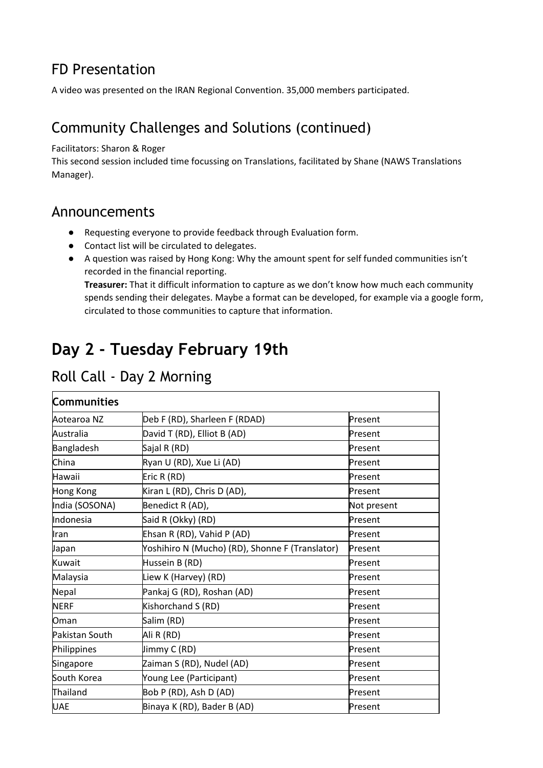## FD Presentation

A video was presented on the IRAN Regional Convention. 35,000 members participated.

## Community Challenges and Solutions (continued)

Facilitators: Sharon & Roger

This second session included time focussing on Translations, facilitated by Shane (NAWS Translations Manager).

## Announcements

- Requesting everyone to provide feedback through Evaluation form.
- Contact list will be circulated to delegates.
- A question was raised by Hong Kong: Why the amount spent for self funded communities isn't recorded in the financial reporting.
  **Treasurer:** That it difficult information to capture as we don't know how much each community spends sending their delegates. Maybe a format can be developed, for example via a google form, circulated to those communities to capture that information.

# Day 2 - Tuesday February 19th

## Roll Call - Day 2 Morning

| **Communities** | | |
|---|---|---|
| Aotearoa NZ | Deb F (RD), Sharleen F (RDAD) | Present |
| Australia | David T (RD), Elliot B (AD) | Present |
| Bangladesh | Sajal R (RD) | Present |
| China | Ryan U (RD), Xue Li (AD) | Present |
| Hawaii | Eric R (RD) | Present |
| Hong Kong | Kiran L (RD), Chris D (AD), | Present |
| India (SOSONA) | Benedict R (AD), | Not present |
| Indonesia | Said R (Okky) (RD) | Present |
| Iran | Ehsan R (RD), Vahid P (AD) | Present |
| Japan | Yoshihiro N (Mucho) (RD), Shonne F (Translator) | Present |
| Kuwait | Hussein B (RD) | Present |
| Malaysia | Liew K (Harvey) (RD) | Present |
| Nepal | Pankaj G (RD), Roshan (AD) | Present |
| NERF | Kishorchand S (RD) | Present |
| Oman | Salim (RD) | Present |
| Pakistan South | Ali R (RD) | Present |
| Philippines | Jimmy C (RD) | Present |
| Singapore | Zaiman S (RD), Nudel (AD) | Present |
| South Korea | Young Lee (Participant) | Present |
| Thailand | Bob P (RD), Ash D (AD) | Present |
| UAE | Binaya K (RD), Bader B (AD) | Present |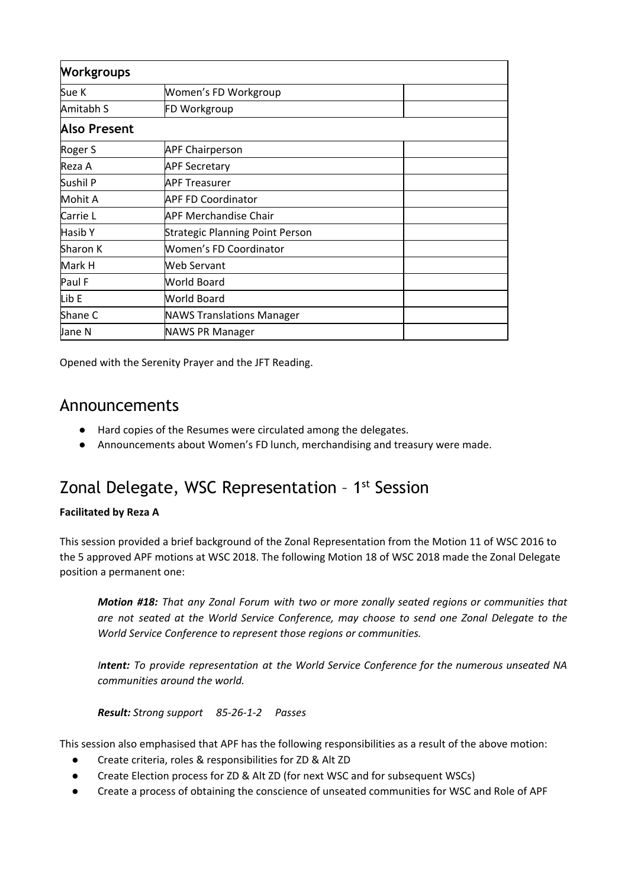| Workgroups | | |
|---|---|---|
| Sue K | Women's FD Workgroup | |
| Amitabh S | FD Workgroup | |
| **Also Present** | | |
| Roger S | APF Chairperson | |
| Reza A | APF Secretary | |
| Sushil P | APF Treasurer | |
| Mohit A | APF FD Coordinator | |
| Carrie L | APF Merchandise Chair | |
| Hasib Y | Strategic Planning Point Person | |
| Sharon K | Women's FD Coordinator | |
| Mark H | Web Servant | |
| Paul F | World Board | |
| Lib E | World Board | |
| Shane C | NAWS Translations Manager | |
| Jane N | NAWS PR Manager | |

Opened with the Serenity Prayer and the JFT Reading.

## Announcements

- Hard copies of the Resumes were circulated among the delegates.
- Announcements about Women's FD lunch, merchandising and treasury were made.

## Zonal Delegate, WSC Representation – 1st Session

**Facilitated by Reza A**

This session provided a brief background of the Zonal Representation from the Motion 11 of WSC 2016 to the 5 approved APF motions at WSC 2018. The following Motion 18 of WSC 2018 made the Zonal Delegate position a permanent one:

> ***Motion #18:*** *That any Zonal Forum with two or more zonally seated regions or communities that are not seated at the World Service Conference, may choose to send one Zonal Delegate to the World Service Conference to represent those regions or communities.*
>
> ***Intent:*** *To provide representation at the World Service Conference for the numerous unseated NA communities around the world.*
>
> ***Result:*** *Strong support 85-26-1-2 Passes*

This session also emphasised that APF has the following responsibilities as a result of the above motion:

- Create criteria, roles & responsibilities for ZD & Alt ZD
- Create Election process for ZD & Alt ZD (for next WSC and for subsequent WSCs)
- Create a process of obtaining the conscience of unseated communities for WSC and Role of APF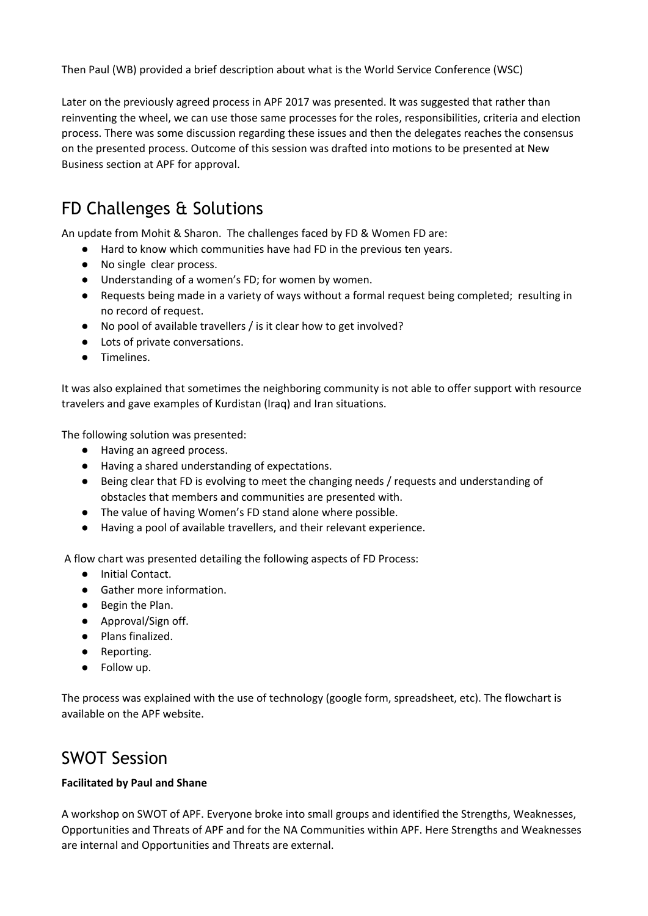Then Paul (WB) provided a brief description about what is the World Service Conference (WSC)

Later on the previously agreed process in APF 2017 was presented. It was suggested that rather than reinventing the wheel, we can use those same processes for the roles, responsibilities, criteria and election process. There was some discussion regarding these issues and then the delegates reaches the consensus on the presented process. Outcome of this session was drafted into motions to be presented at New Business section at APF for approval.

## FD Challenges & Solutions

An update from Mohit & Sharon. The challenges faced by FD & Women FD are:

- Hard to know which communities have had FD in the previous ten years.
- No single clear process.
- Understanding of a women's FD; for women by women.
- Requests being made in a variety of ways without a formal request being completed; resulting in no record of request.
- No pool of available travellers / is it clear how to get involved?
- Lots of private conversations.
- Timelines.

It was also explained that sometimes the neighboring community is not able to offer support with resource travelers and gave examples of Kurdistan (Iraq) and Iran situations.

The following solution was presented:

- Having an agreed process.
- Having a shared understanding of expectations.
- Being clear that FD is evolving to meet the changing needs / requests and understanding of obstacles that members and communities are presented with.
- The value of having Women's FD stand alone where possible.
- Having a pool of available travellers, and their relevant experience.

A flow chart was presented detailing the following aspects of FD Process:

- Initial Contact.
- Gather more information.
- Begin the Plan.
- Approval/Sign off.
- Plans finalized.
- Reporting.
- Follow up.

The process was explained with the use of technology (google form, spreadsheet, etc). The flowchart is available on the APF website.

## SWOT Session

**Facilitated by Paul and Shane**

A workshop on SWOT of APF. Everyone broke into small groups and identified the Strengths, Weaknesses, Opportunities and Threats of APF and for the NA Communities within APF. Here Strengths and Weaknesses are internal and Opportunities and Threats are external.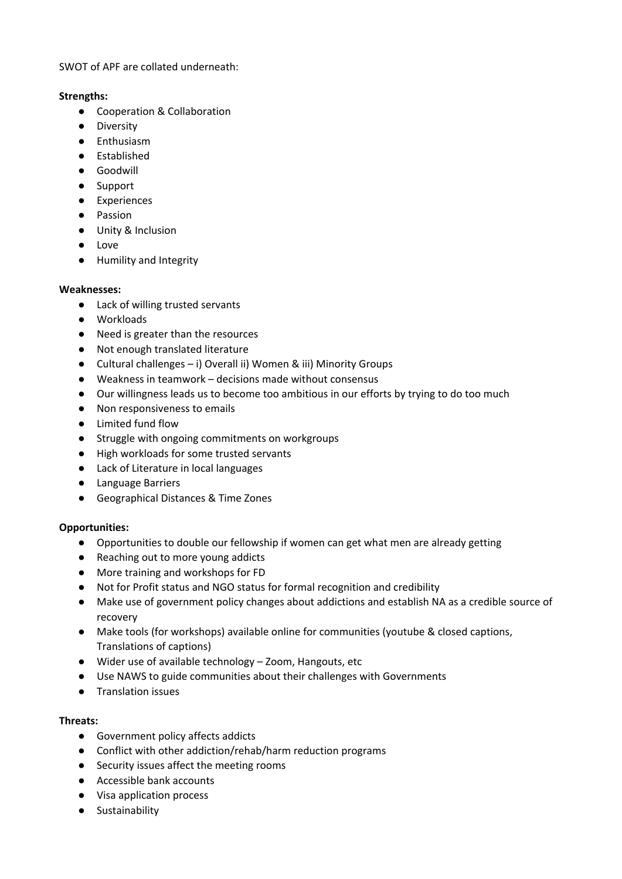SWOT of APF are collated underneath:

**Strengths:**

- Cooperation & Collaboration
- Diversity
- Enthusiasm
- Established
- Goodwill
- Support
- Experiences
- Passion
- Unity & Inclusion
- Love
- Humility and Integrity

**Weaknesses:**

- Lack of willing trusted servants
- Workloads
- Need is greater than the resources
- Not enough translated literature
- Cultural challenges – i) Overall ii) Women & iii) Minority Groups
- Weakness in teamwork – decisions made without consensus
- Our willingness leads us to become too ambitious in our efforts by trying to do too much
- Non responsiveness to emails
- Limited fund flow
- Struggle with ongoing commitments on workgroups
- High workloads for some trusted servants
- Lack of Literature in local languages
- Language Barriers
- Geographical Distances & Time Zones

**Opportunities:**

- Opportunities to double our fellowship if women can get what men are already getting
- Reaching out to more young addicts
- More training and workshops for FD
- Not for Profit status and NGO status for formal recognition and credibility
- Make use of government policy changes about addictions and establish NA as a credible source of recovery
- Make tools (for workshops) available online for communities (youtube & closed captions, Translations of captions)
- Wider use of available technology – Zoom, Hangouts, etc
- Use NAWS to guide communities about their challenges with Governments
- Translation issues

**Threats:**

- Government policy affects addicts
- Conflict with other addiction/rehab/harm reduction programs
- Security issues affect the meeting rooms
- Accessible bank accounts
- Visa application process
- Sustainability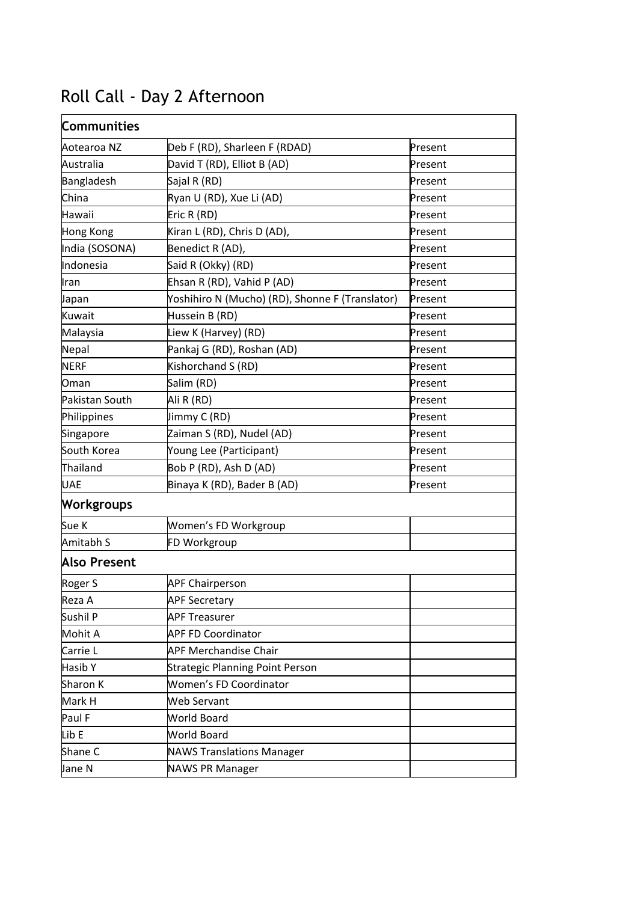# Roll Call - Day 2 Afternoon

| Communities | | |
|---|---|---|
| Aotearoa NZ | Deb F (RD), Sharleen F (RDAD) | Present |
| Australia | David T (RD), Elliot B (AD) | Present |
| Bangladesh | Sajal R (RD) | Present |
| China | Ryan U (RD), Xue Li (AD) | Present |
| Hawaii | Eric R (RD) | Present |
| Hong Kong | Kiran L (RD), Chris D (AD), | Present |
| India (SOSONA) | Benedict R (AD), | Present |
| Indonesia | Said R (Okky) (RD) | Present |
| Iran | Ehsan R (RD), Vahid P (AD) | Present |
| Japan | Yoshihiro N (Mucho) (RD), Shonne F (Translator) | Present |
| Kuwait | Hussein B (RD) | Present |
| Malaysia | Liew K (Harvey) (RD) | Present |
| Nepal | Pankaj G (RD), Roshan (AD) | Present |
| NERF | Kishorchand S (RD) | Present |
| Oman | Salim (RD) | Present |
| Pakistan South | Ali R (RD) | Present |
| Philippines | Jimmy C (RD) | Present |
| Singapore | Zaiman S (RD), Nudel (AD) | Present |
| South Korea | Young Lee (Participant) | Present |
| Thailand | Bob P (RD), Ash D (AD) | Present |
| UAE | Binaya K (RD), Bader B (AD) | Present |
| **Workgroups** | | |
| Sue K | Women's FD Workgroup | |
| Amitabh S | FD Workgroup | |
| **Also Present** | | |
| Roger S | APF Chairperson | |
| Reza A | APF Secretary | |
| Sushil P | APF Treasurer | |
| Mohit A | APF FD Coordinator | |
| Carrie L | APF Merchandise Chair | |
| Hasib Y | Strategic Planning Point Person | |
| Sharon K | Women's FD Coordinator | |
| Mark H | Web Servant | |
| Paul F | World Board | |
| Lib E | World Board | |
| Shane C | NAWS Translations Manager | |
| Jane N | NAWS PR Manager | |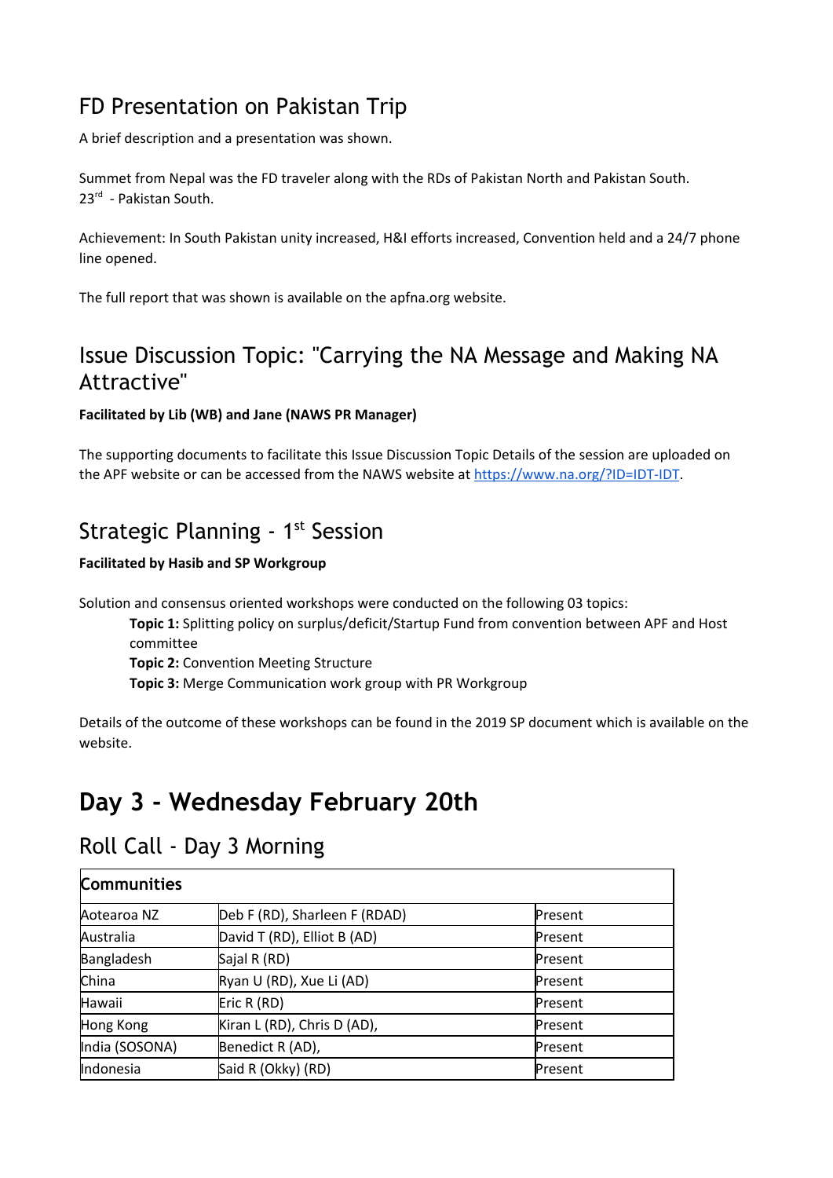## FD Presentation on Pakistan Trip

A brief description and a presentation was shown.

Summet from Nepal was the FD traveler along with the RDs of Pakistan North and Pakistan South.
23rd - Pakistan South.

Achievement: In South Pakistan unity increased, H&I efforts increased, Convention held and a 24/7 phone line opened.

The full report that was shown is available on the apfna.org website.

## Issue Discussion Topic: "Carrying the NA Message and Making NA Attractive"

**Facilitated by Lib (WB) and Jane (NAWS PR Manager)**

The supporting documents to facilitate this Issue Discussion Topic Details of the session are uploaded on the APF website or can be accessed from the NAWS website at https://www.na.org/?ID=IDT-IDT.

## Strategic Planning - 1st Session

**Facilitated by Hasib and SP Workgroup**

Solution and consensus oriented workshops were conducted on the following 03 topics:

> **Topic 1:** Splitting policy on surplus/deficit/Startup Fund from convention between APF and Host committee
> **Topic 2:** Convention Meeting Structure
> **Topic 3:** Merge Communication work group with PR Workgroup

Details of the outcome of these workshops can be found in the 2019 SP document which is available on the website.

# Day 3 - Wednesday February 20th

## Roll Call - Day 3 Morning

| Communities | | |
|---|---|---|
| Aotearoa NZ | Deb F (RD), Sharleen F (RDAD) | Present |
| Australia | David T (RD), Elliot B (AD) | Present |
| Bangladesh | Sajal R (RD) | Present |
| China | Ryan U (RD), Xue Li (AD) | Present |
| Hawaii | Eric R (RD) | Present |
| Hong Kong | Kiran L (RD), Chris D (AD), | Present |
| India (SOSONA) | Benedict R (AD), | Present |
| Indonesia | Said R (Okky) (RD) | Present |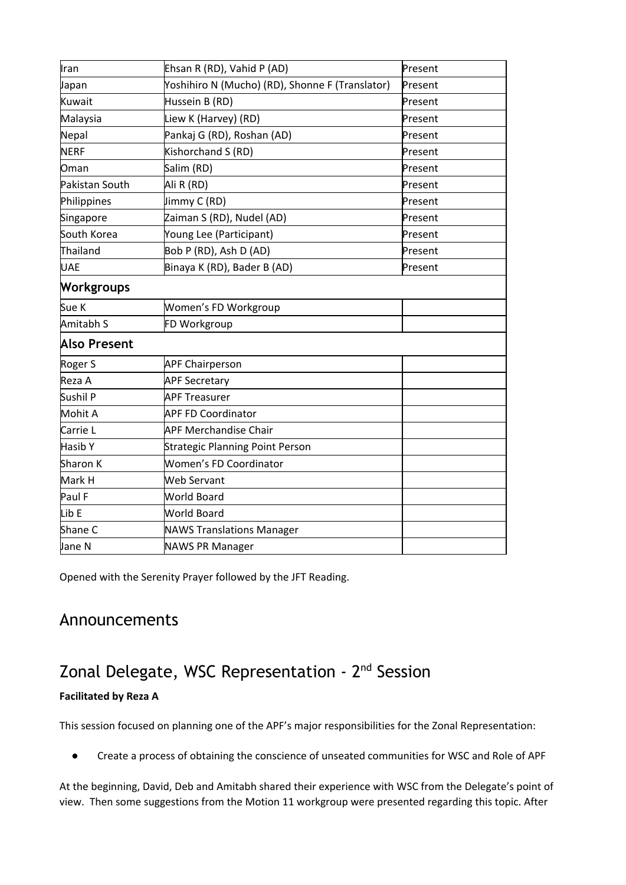| | | |
|---|---|---|
| Iran | Ehsan R (RD), Vahid P (AD) | Present |
| Japan | Yoshihiro N (Mucho) (RD), Shonne F (Translator) | Present |
| Kuwait | Hussein B (RD) | Present |
| Malaysia | Liew K (Harvey) (RD) | Present |
| Nepal | Pankaj G (RD), Roshan (AD) | Present |
| NERF | Kishorchand S (RD) | Present |
| Oman | Salim (RD) | Present |
| Pakistan South | Ali R (RD) | Present |
| Philippines | Jimmy C (RD) | Present |
| Singapore | Zaiman S (RD), Nudel (AD) | Present |
| South Korea | Young Lee (Participant) | Present |
| Thailand | Bob P (RD), Ash D (AD) | Present |
| UAE | Binaya K (RD), Bader B (AD) | Present |
| **Workgroups** | | |
| Sue K | Women's FD Workgroup | |
| Amitabh S | FD Workgroup | |
| **Also Present** | | |
| Roger S | APF Chairperson | |
| Reza A | APF Secretary | |
| Sushil P | APF Treasurer | |
| Mohit A | APF FD Coordinator | |
| Carrie L | APF Merchandise Chair | |
| Hasib Y | Strategic Planning Point Person | |
| Sharon K | Women's FD Coordinator | |
| Mark H | Web Servant | |
| Paul F | World Board | |
| Lib E | World Board | |
| Shane C | NAWS Translations Manager | |
| Jane N | NAWS PR Manager | |

Opened with the Serenity Prayer followed by the JFT Reading.

# Announcements

# Zonal Delegate, WSC Representation - 2nd Session

**Facilitated by Reza A**

This session focused on planning one of the APF's major responsibilities for the Zonal Representation:

- Create a process of obtaining the conscience of unseated communities for WSC and Role of APF

At the beginning, David, Deb and Amitabh shared their experience with WSC from the Delegate's point of view. Then some suggestions from the Motion 11 workgroup were presented regarding this topic. After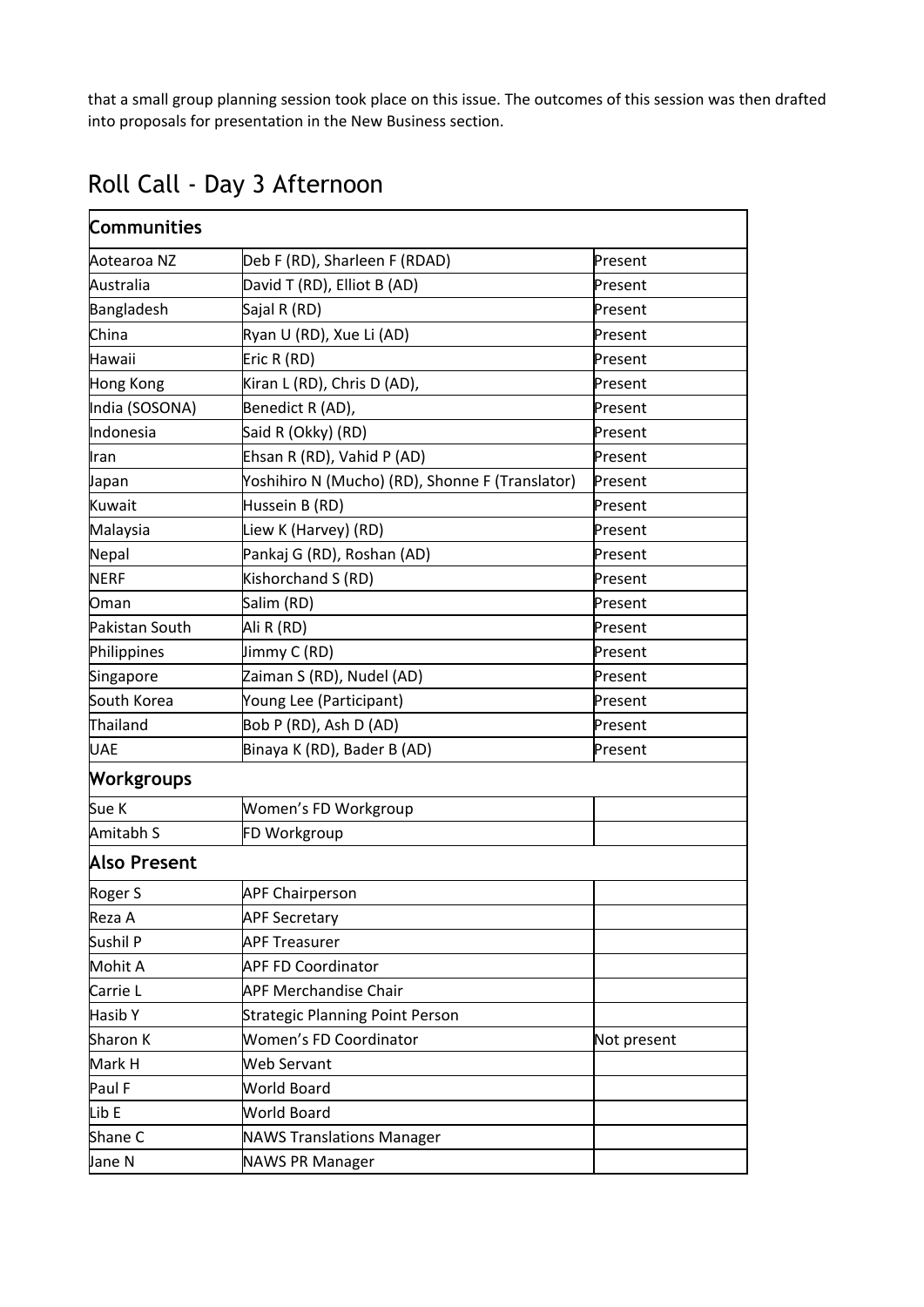that a small group planning session took place on this issue. The outcomes of this session was then drafted into proposals for presentation in the New Business section.

## Roll Call - Day 3 Afternoon

| **Communities** | | |
|---|---|---|
| Aotearoa NZ | Deb F (RD), Sharleen F (RDAD) | Present |
| Australia | David T (RD), Elliot B (AD) | Present |
| Bangladesh | Sajal R (RD) | Present |
| China | Ryan U (RD), Xue Li (AD) | Present |
| Hawaii | Eric R (RD) | Present |
| Hong Kong | Kiran L (RD), Chris D (AD), | Present |
| India (SOSONA) | Benedict R (AD), | Present |
| Indonesia | Said R (Okky) (RD) | Present |
| Iran | Ehsan R (RD), Vahid P (AD) | Present |
| Japan | Yoshihiro N (Mucho) (RD), Shonne F (Translator) | Present |
| Kuwait | Hussein B (RD) | Present |
| Malaysia | Liew K (Harvey) (RD) | Present |
| Nepal | Pankaj G (RD), Roshan (AD) | Present |
| NERF | Kishorchand S (RD) | Present |
| Oman | Salim (RD) | Present |
| Pakistan South | Ali R (RD) | Present |
| Philippines | Jimmy C (RD) | Present |
| Singapore | Zaiman S (RD), Nudel (AD) | Present |
| South Korea | Young Lee (Participant) | Present |
| Thailand | Bob P (RD), Ash D (AD) | Present |
| UAE | Binaya K (RD), Bader B (AD) | Present |
| **Workgroups** | | |
| Sue K | Women's FD Workgroup | |
| Amitabh S | FD Workgroup | |
| **Also Present** | | |
| Roger S | APF Chairperson | |
| Reza A | APF Secretary | |
| Sushil P | APF Treasurer | |
| Mohit A | APF FD Coordinator | |
| Carrie L | APF Merchandise Chair | |
| Hasib Y | Strategic Planning Point Person | |
| Sharon K | Women's FD Coordinator | Not present |
| Mark H | Web Servant | |
| Paul F | World Board | |
| Lib E | World Board | |
| Shane C | NAWS Translations Manager | |
| Jane N | NAWS PR Manager | |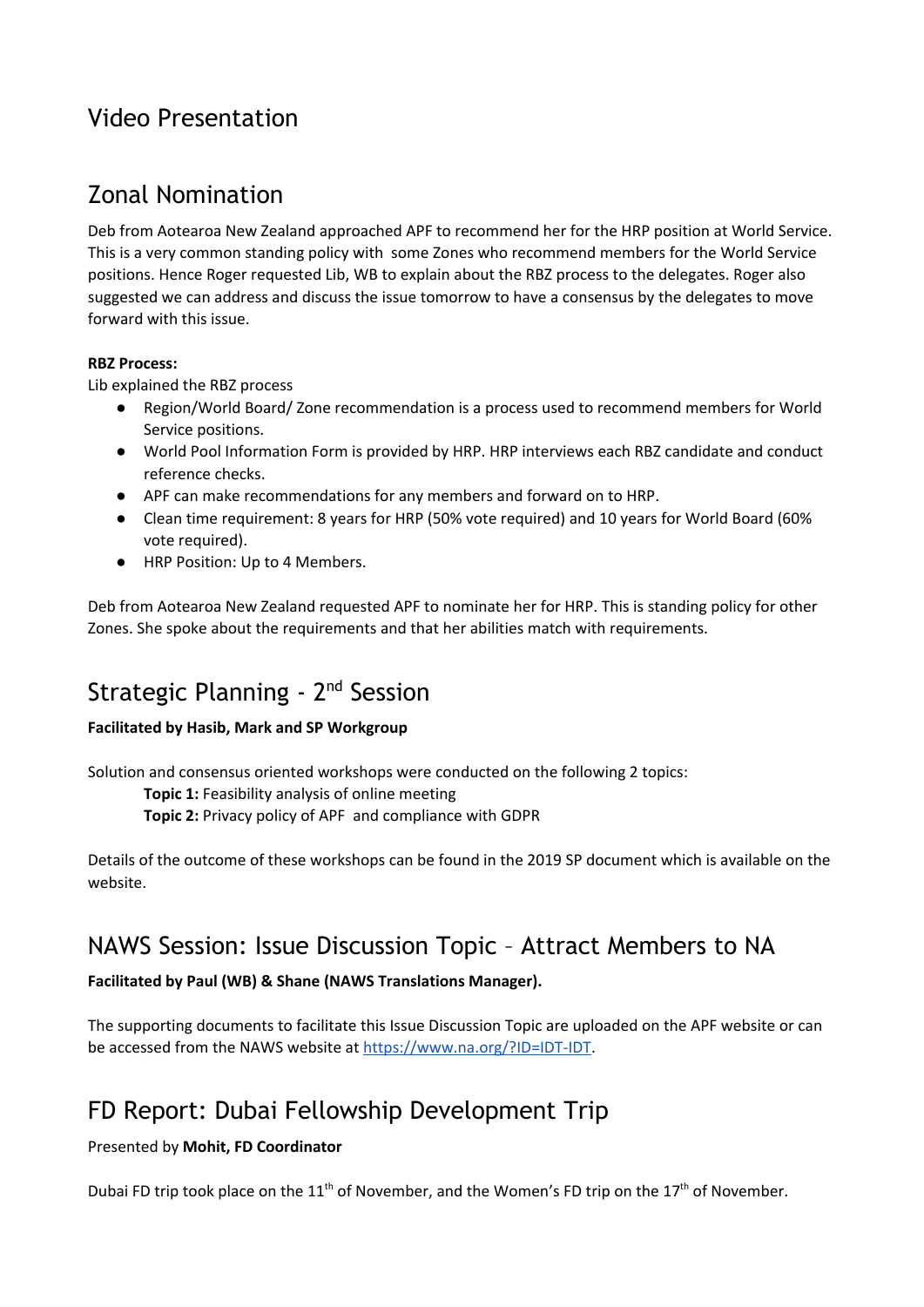## Video Presentation

## Zonal Nomination

Deb from Aotearoa New Zealand approached APF to recommend her for the HRP position at World Service. This is a very common standing policy with some Zones who recommend members for the World Service positions. Hence Roger requested Lib, WB to explain about the RBZ process to the delegates. Roger also suggested we can address and discuss the issue tomorrow to have a consensus by the delegates to move forward with this issue.

**RBZ Process:**

Lib explained the RBZ process

- Region/World Board/ Zone recommendation is a process used to recommend members for World Service positions.
- World Pool Information Form is provided by HRP. HRP interviews each RBZ candidate and conduct reference checks.
- APF can make recommendations for any members and forward on to HRP.
- Clean time requirement: 8 years for HRP (50% vote required) and 10 years for World Board (60% vote required).
- HRP Position: Up to 4 Members.

Deb from Aotearoa New Zealand requested APF to nominate her for HRP. This is standing policy for other Zones. She spoke about the requirements and that her abilities match with requirements.

## Strategic Planning - 2nd Session

**Facilitated by Hasib, Mark and SP Workgroup**

Solution and consensus oriented workshops were conducted on the following 2 topics:

**Topic 1:** Feasibility analysis of online meeting
**Topic 2:** Privacy policy of APF and compliance with GDPR

Details of the outcome of these workshops can be found in the 2019 SP document which is available on the website.

## NAWS Session: Issue Discussion Topic – Attract Members to NA

**Facilitated by Paul (WB) & Shane (NAWS Translations Manager).**

The supporting documents to facilitate this Issue Discussion Topic are uploaded on the APF website or can be accessed from the NAWS website at https://www.na.org/?ID=IDT-IDT.

## FD Report: Dubai Fellowship Development Trip

Presented by **Mohit, FD Coordinator**

Dubai FD trip took place on the 11th of November, and the Women's FD trip on the 17th of November.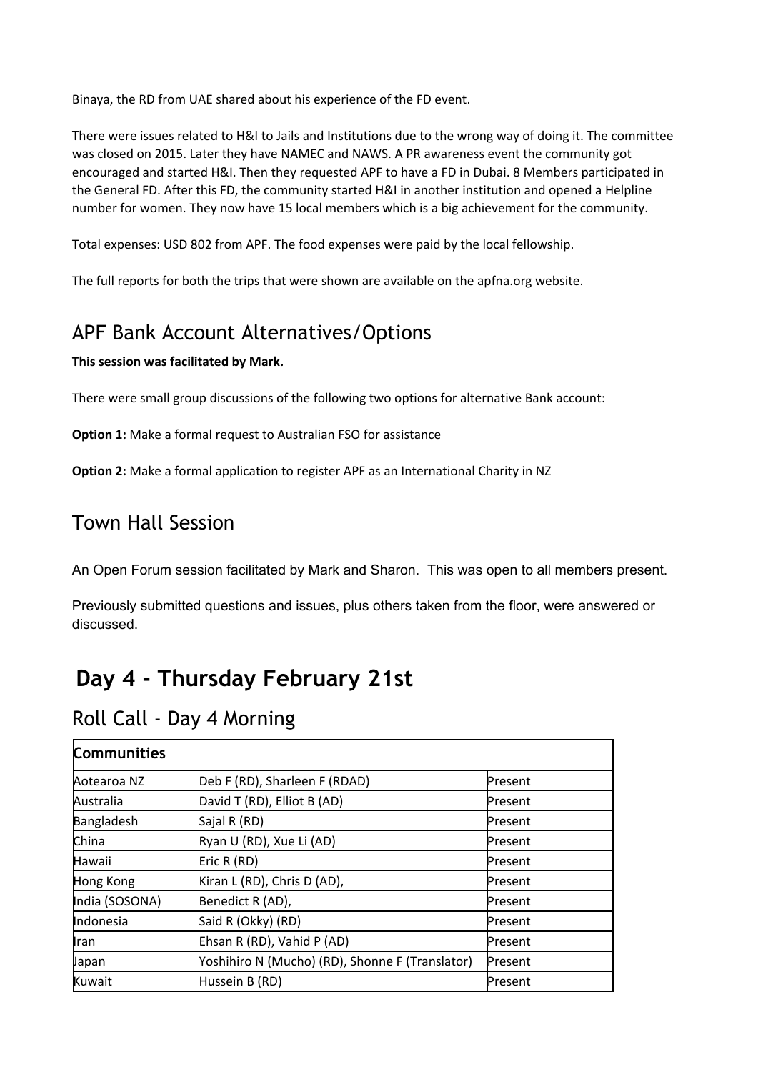Binaya, the RD from UAE shared about his experience of the FD event.

There were issues related to H&I to Jails and Institutions due to the wrong way of doing it. The committee was closed on 2015. Later they have NAMEC and NAWS. A PR awareness event the community got encouraged and started H&I. Then they requested APF to have a FD in Dubai. 8 Members participated in the General FD. After this FD, the community started H&I in another institution and opened a Helpline number for women. They now have 15 local members which is a big achievement for the community.

Total expenses: USD 802 from APF. The food expenses were paid by the local fellowship.

The full reports for both the trips that were shown are available on the apfna.org website.

## APF Bank Account Alternatives/Options

**This session was facilitated by Mark.**

There were small group discussions of the following two options for alternative Bank account:

**Option 1:** Make a formal request to Australian FSO for assistance

**Option 2:** Make a formal application to register APF as an International Charity in NZ

## Town Hall Session

An Open Forum session facilitated by Mark and Sharon. This was open to all members present.

Previously submitted questions and issues, plus others taken from the floor, were answered or discussed.

# Day 4 - Thursday February 21st

## Roll Call - Day 4 Morning

| **Communities** | | |
|---|---|---|
| Aotearoa NZ | Deb F (RD), Sharleen F (RDAD) | Present |
| Australia | David T (RD), Elliot B (AD) | Present |
| Bangladesh | Sajal R (RD) | Present |
| China | Ryan U (RD), Xue Li (AD) | Present |
| Hawaii | Eric R (RD) | Present |
| Hong Kong | Kiran L (RD), Chris D (AD), | Present |
| India (SOSONA) | Benedict R (AD), | Present |
| Indonesia | Said R (Okky) (RD) | Present |
| Iran | Ehsan R (RD), Vahid P (AD) | Present |
| Japan | Yoshihiro N (Mucho) (RD), Shonne F (Translator) | Present |
| Kuwait | Hussein B (RD) | Present |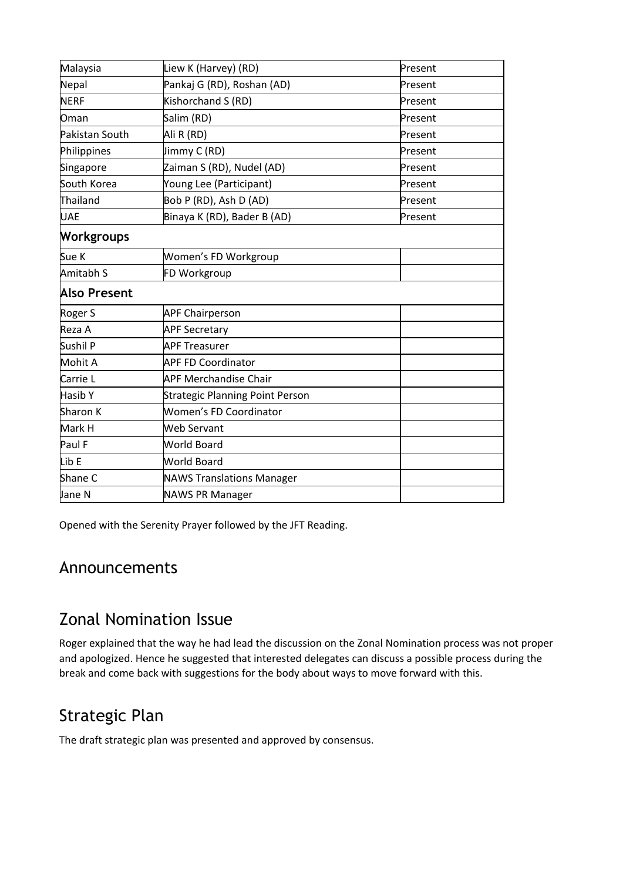| | | |
|---|---|---|
| Malaysia | Liew K (Harvey) (RD) | Present |
| Nepal | Pankaj G (RD), Roshan (AD) | Present |
| NERF | Kishorchand S (RD) | Present |
| Oman | Salim (RD) | Present |
| Pakistan South | Ali R (RD) | Present |
| Philippines | Jimmy C (RD) | Present |
| Singapore | Zaiman S (RD), Nudel (AD) | Present |
| South Korea | Young Lee (Participant) | Present |
| Thailand | Bob P (RD), Ash D (AD) | Present |
| UAE | Binaya K (RD), Bader B (AD) | Present |
| **Workgroups** | | |
| Sue K | Women's FD Workgroup | |
| Amitabh S | FD Workgroup | |
| **Also Present** | | |
| Roger S | APF Chairperson | |
| Reza A | APF Secretary | |
| Sushil P | APF Treasurer | |
| Mohit A | APF FD Coordinator | |
| Carrie L | APF Merchandise Chair | |
| Hasib Y | Strategic Planning Point Person | |
| Sharon K | Women's FD Coordinator | |
| Mark H | Web Servant | |
| Paul F | World Board | |
| Lib E | World Board | |
| Shane C | NAWS Translations Manager | |
| Jane N | NAWS PR Manager | |

Opened with the Serenity Prayer followed by the JFT Reading.

## Announcements

## Zonal Nomination Issue

Roger explained that the way he had lead the discussion on the Zonal Nomination process was not proper and apologized. Hence he suggested that interested delegates can discuss a possible process during the break and come back with suggestions for the body about ways to move forward with this.

## Strategic Plan

The draft strategic plan was presented and approved by consensus.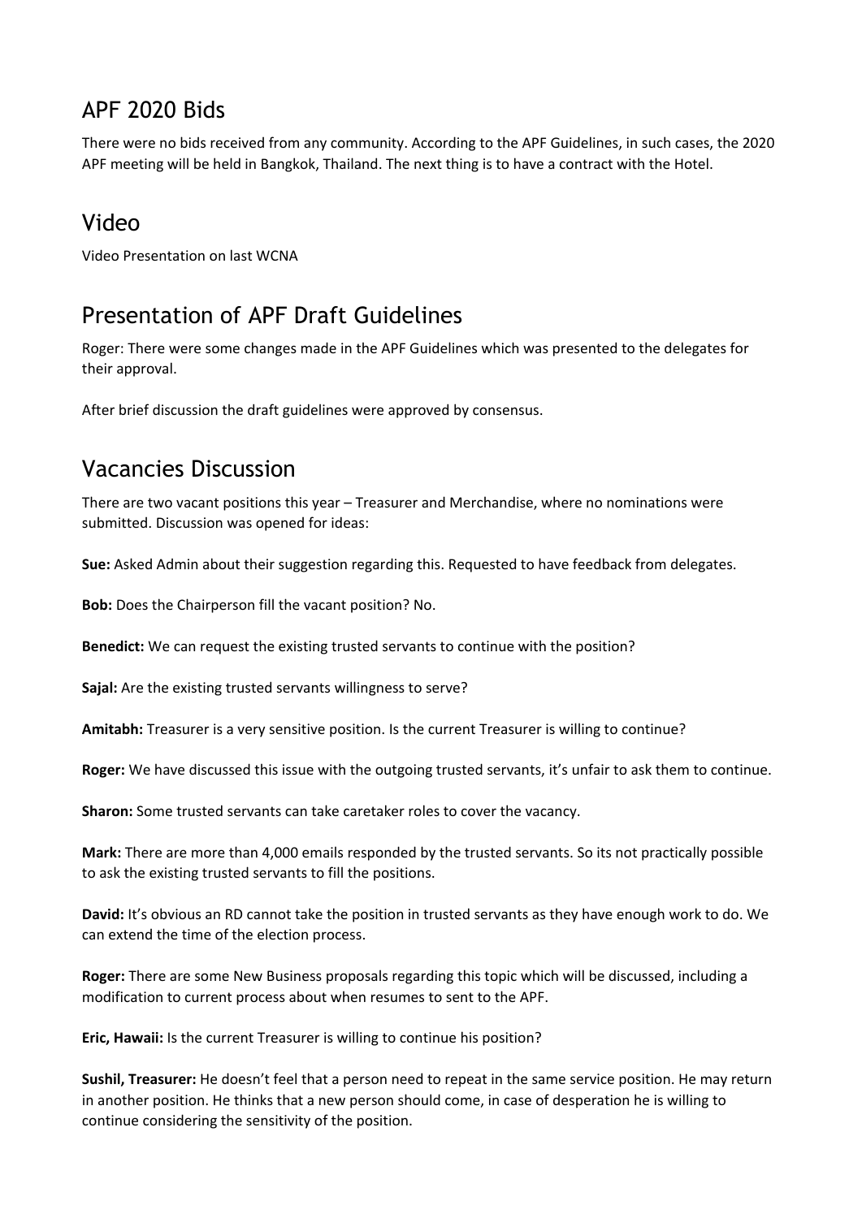## APF 2020 Bids

There were no bids received from any community. According to the APF Guidelines, in such cases, the 2020 APF meeting will be held in Bangkok, Thailand. The next thing is to have a contract with the Hotel.

## Video

Video Presentation on last WCNA

## Presentation of APF Draft Guidelines

Roger: There were some changes made in the APF Guidelines which was presented to the delegates for their approval.

After brief discussion the draft guidelines were approved by consensus.

## Vacancies Discussion

There are two vacant positions this year – Treasurer and Merchandise, where no nominations were submitted. Discussion was opened for ideas:

**Sue:** Asked Admin about their suggestion regarding this. Requested to have feedback from delegates.

**Bob:** Does the Chairperson fill the vacant position? No.

**Benedict:** We can request the existing trusted servants to continue with the position?

**Sajal:** Are the existing trusted servants willingness to serve?

**Amitabh:** Treasurer is a very sensitive position. Is the current Treasurer is willing to continue?

**Roger:** We have discussed this issue with the outgoing trusted servants, it's unfair to ask them to continue.

**Sharon:** Some trusted servants can take caretaker roles to cover the vacancy.

**Mark:** There are more than 4,000 emails responded by the trusted servants. So its not practically possible to ask the existing trusted servants to fill the positions.

**David:** It's obvious an RD cannot take the position in trusted servants as they have enough work to do. We can extend the time of the election process.

**Roger:** There are some New Business proposals regarding this topic which will be discussed, including a modification to current process about when resumes to sent to the APF.

**Eric, Hawaii:** Is the current Treasurer is willing to continue his position?

**Sushil, Treasurer:** He doesn't feel that a person need to repeat in the same service position. He may return in another position. He thinks that a new person should come, in case of desperation he is willing to continue considering the sensitivity of the position.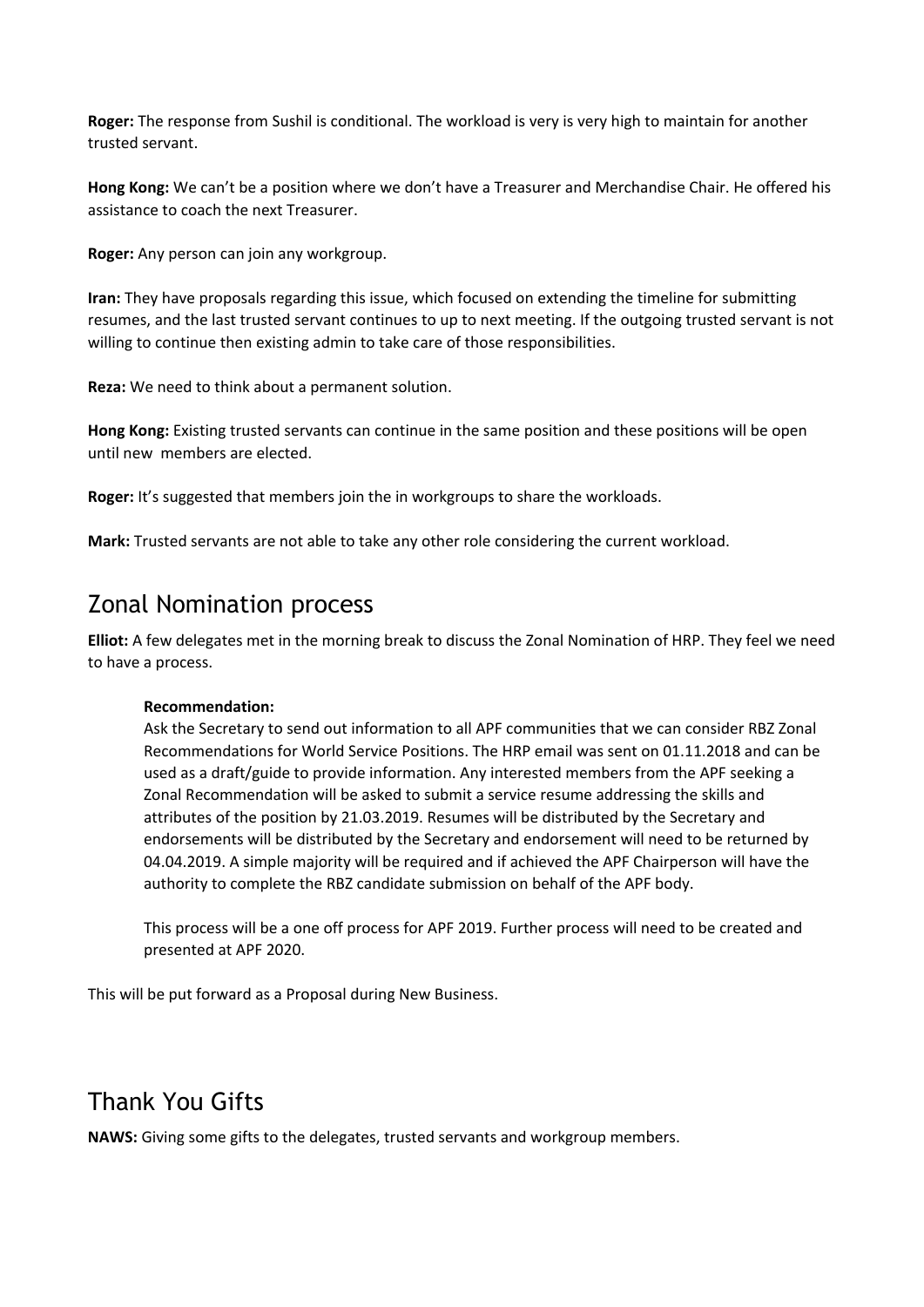**Roger:** The response from Sushil is conditional. The workload is very is very high to maintain for another trusted servant.

**Hong Kong:** We can't be a position where we don't have a Treasurer and Merchandise Chair. He offered his assistance to coach the next Treasurer.

**Roger:** Any person can join any workgroup.

**Iran:** They have proposals regarding this issue, which focused on extending the timeline for submitting resumes, and the last trusted servant continues to up to next meeting. If the outgoing trusted servant is not willing to continue then existing admin to take care of those responsibilities.

**Reza:** We need to think about a permanent solution.

**Hong Kong:** Existing trusted servants can continue in the same position and these positions will be open until new members are elected.

**Roger:** It's suggested that members join the in workgroups to share the workloads.

**Mark:** Trusted servants are not able to take any other role considering the current workload.

## Zonal Nomination process

**Elliot:** A few delegates met in the morning break to discuss the Zonal Nomination of HRP. They feel we need to have a process.

> **Recommendation:**
> Ask the Secretary to send out information to all APF communities that we can consider RBZ Zonal Recommendations for World Service Positions. The HRP email was sent on 01.11.2018 and can be used as a draft/guide to provide information. Any interested members from the APF seeking a Zonal Recommendation will be asked to submit a service resume addressing the skills and attributes of the position by 21.03.2019. Resumes will be distributed by the Secretary and endorsements will be distributed by the Secretary and endorsement will need to be returned by 04.04.2019. A simple majority will be required and if achieved the APF Chairperson will have the authority to complete the RBZ candidate submission on behalf of the APF body.
>
> This process will be a one off process for APF 2019. Further process will need to be created and presented at APF 2020.

This will be put forward as a Proposal during New Business.

## Thank You Gifts

**NAWS:** Giving some gifts to the delegates, trusted servants and workgroup members.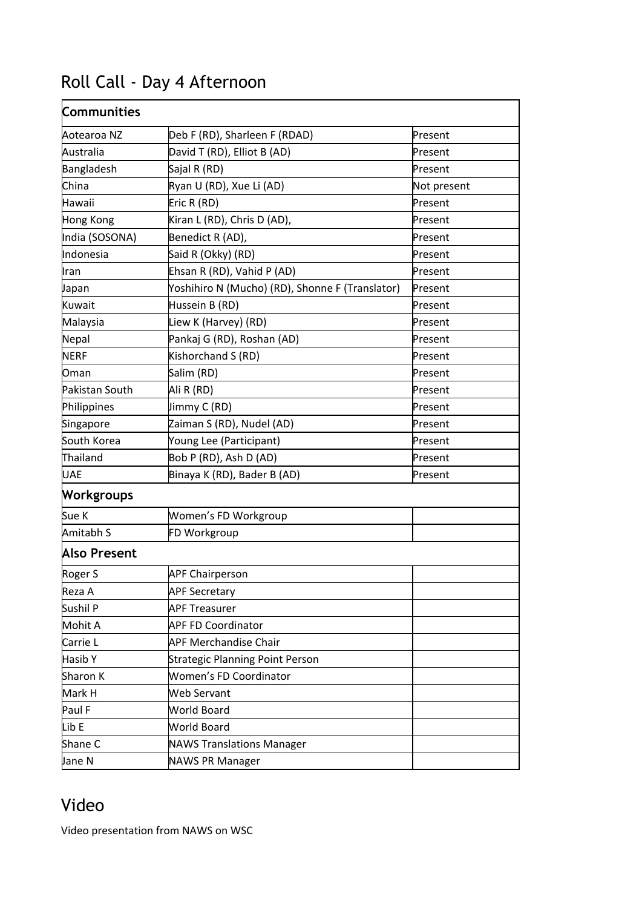# Roll Call - Day 4 Afternoon

| **Communities** | | |
|---|---|---|
| Aotearoa NZ | Deb F (RD), Sharleen F (RDAD) | Present |
| Australia | David T (RD), Elliot B (AD) | Present |
| Bangladesh | Sajal R (RD) | Present |
| China | Ryan U (RD), Xue Li (AD) | Not present |
| Hawaii | Eric R (RD) | Present |
| Hong Kong | Kiran L (RD), Chris D (AD), | Present |
| India (SOSONA) | Benedict R (AD), | Present |
| Indonesia | Said R (Okky) (RD) | Present |
| Iran | Ehsan R (RD), Vahid P (AD) | Present |
| Japan | Yoshihiro N (Mucho) (RD), Shonne F (Translator) | Present |
| Kuwait | Hussein B (RD) | Present |
| Malaysia | Liew K (Harvey) (RD) | Present |
| Nepal | Pankaj G (RD), Roshan (AD) | Present |
| NERF | Kishorchand S (RD) | Present |
| Oman | Salim (RD) | Present |
| Pakistan South | Ali R (RD) | Present |
| Philippines | Jimmy C (RD) | Present |
| Singapore | Zaiman S (RD), Nudel (AD) | Present |
| South Korea | Young Lee (Participant) | Present |
| Thailand | Bob P (RD), Ash D (AD) | Present |
| UAE | Binaya K (RD), Bader B (AD) | Present |
| **Workgroups** | | |
| Sue K | Women's FD Workgroup | |
| Amitabh S | FD Workgroup | |
| **Also Present** | | |
| Roger S | APF Chairperson | |
| Reza A | APF Secretary | |
| Sushil P | APF Treasurer | |
| Mohit A | APF FD Coordinator | |
| Carrie L | APF Merchandise Chair | |
| Hasib Y | Strategic Planning Point Person | |
| Sharon K | Women's FD Coordinator | |
| Mark H | Web Servant | |
| Paul F | World Board | |
| Lib E | World Board | |
| Shane C | NAWS Translations Manager | |
| Jane N | NAWS PR Manager | |

# Video

Video presentation from NAWS on WSC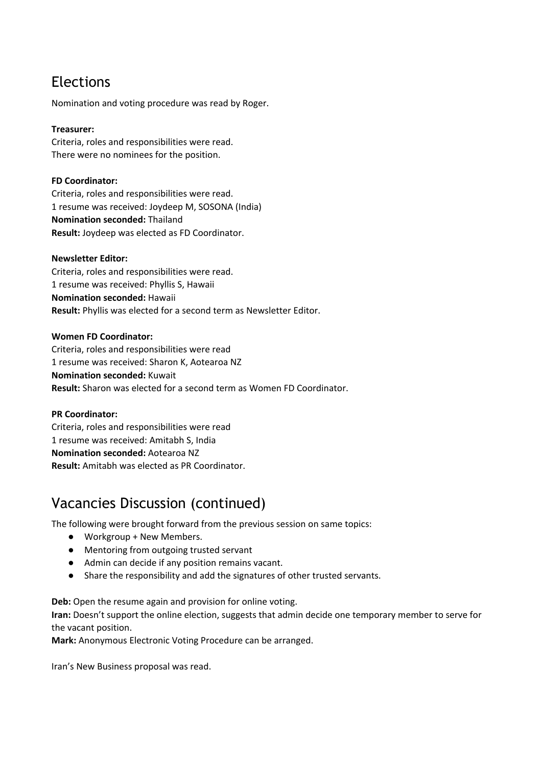# Elections

Nomination and voting procedure was read by Roger.

**Treasurer:**
Criteria, roles and responsibilities were read.
There were no nominees for the position.

**FD Coordinator:**
Criteria, roles and responsibilities were read.
1 resume was received: Joydeep M, SOSONA (India)
**Nomination seconded:** Thailand
**Result:** Joydeep was elected as FD Coordinator.

**Newsletter Editor:**
Criteria, roles and responsibilities were read.
1 resume was received: Phyllis S, Hawaii
**Nomination seconded:** Hawaii
**Result:** Phyllis was elected for a second term as Newsletter Editor.

**Women FD Coordinator:**
Criteria, roles and responsibilities were read
1 resume was received: Sharon K, Aotearoa NZ
**Nomination seconded:** Kuwait
**Result:** Sharon was elected for a second term as Women FD Coordinator.

**PR Coordinator:**
Criteria, roles and responsibilities were read
1 resume was received: Amitabh S, India
**Nomination seconded:** Aotearoa NZ
**Result:** Amitabh was elected as PR Coordinator.

# Vacancies Discussion (continued)

The following were brought forward from the previous session on same topics:

- Workgroup + New Members.
- Mentoring from outgoing trusted servant
- Admin can decide if any position remains vacant.
- Share the responsibility and add the signatures of other trusted servants.

**Deb:** Open the resume again and provision for online voting.
**Iran:** Doesn't support the online election, suggests that admin decide one temporary member to serve for the vacant position.
**Mark:** Anonymous Electronic Voting Procedure can be arranged.

Iran's New Business proposal was read.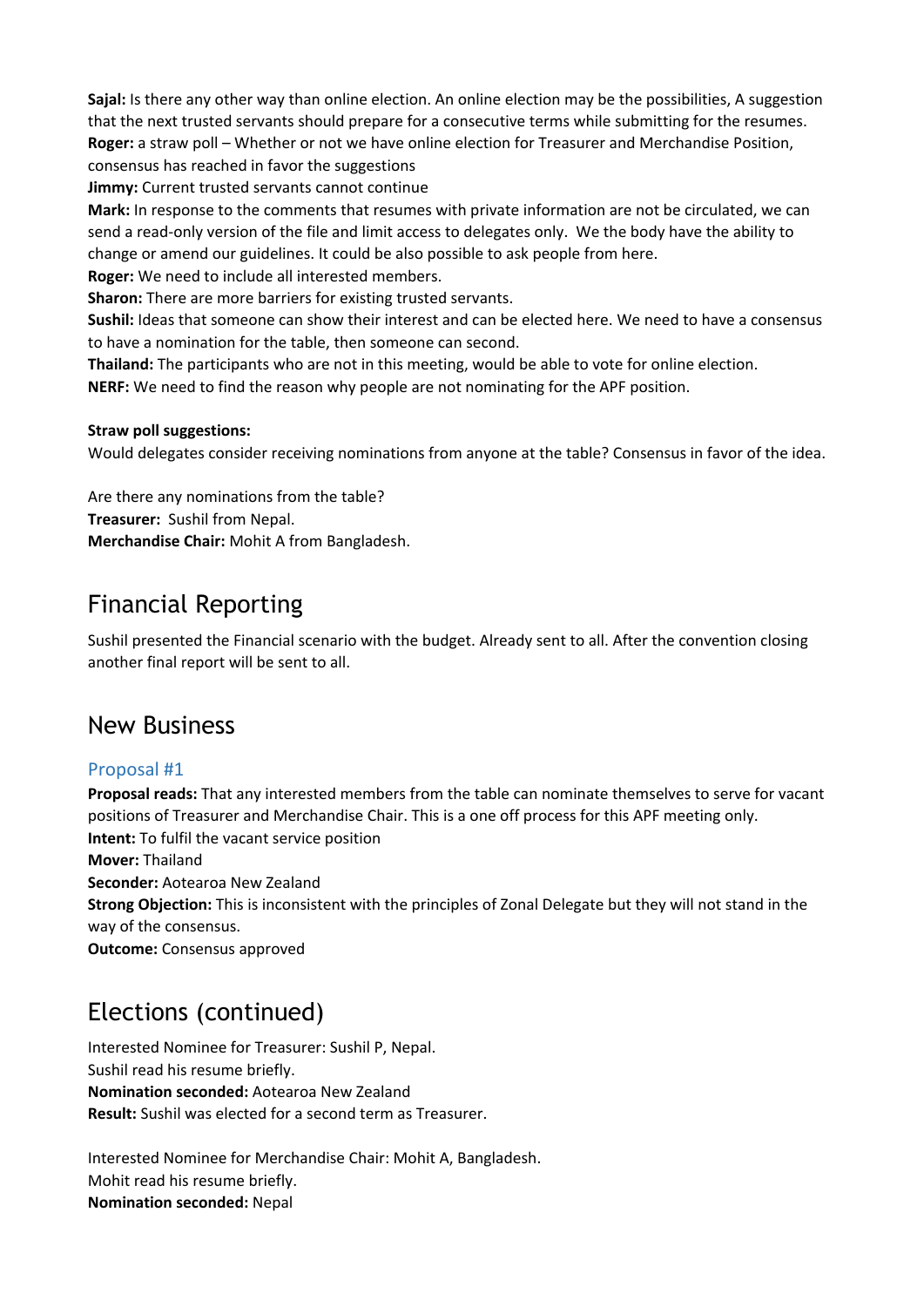**Sajal:** Is there any other way than online election. An online election may be the possibilities, A suggestion that the next trusted servants should prepare for a consecutive terms while submitting for the resumes.
**Roger:** a straw poll – Whether or not we have online election for Treasurer and Merchandise Position, consensus has reached in favor the suggestions
**Jimmy:** Current trusted servants cannot continue
**Mark:** In response to the comments that resumes with private information are not be circulated, we can send a read-only version of the file and limit access to delegates only. We the body have the ability to change or amend our guidelines. It could be also possible to ask people from here.
**Roger:** We need to include all interested members.
**Sharon:** There are more barriers for existing trusted servants.
**Sushil:** Ideas that someone can show their interest and can be elected here. We need to have a consensus to have a nomination for the table, then someone can second.
**Thailand:** The participants who are not in this meeting, would be able to vote for online election.
**NERF:** We need to find the reason why people are not nominating for the APF position.

**Straw poll suggestions:**
Would delegates consider receiving nominations from anyone at the table? Consensus in favor of the idea.

Are there any nominations from the table?
**Treasurer:** Sushil from Nepal.
**Merchandise Chair:** Mohit A from Bangladesh.

# Financial Reporting

Sushil presented the Financial scenario with the budget. Already sent to all. After the convention closing another final report will be sent to all.

# New Business

## Proposal #1

**Proposal reads:** That any interested members from the table can nominate themselves to serve for vacant positions of Treasurer and Merchandise Chair. This is a one off process for this APF meeting only.
**Intent:** To fulfil the vacant service position
**Mover:** Thailand
**Seconder:** Aotearoa New Zealand
**Strong Objection:** This is inconsistent with the principles of Zonal Delegate but they will not stand in the way of the consensus.
**Outcome:** Consensus approved

# Elections (continued)

Interested Nominee for Treasurer: Sushil P, Nepal.
Sushil read his resume briefly.
**Nomination seconded:** Aotearoa New Zealand
**Result:** Sushil was elected for a second term as Treasurer.

Interested Nominee for Merchandise Chair: Mohit A, Bangladesh.
Mohit read his resume briefly.
**Nomination seconded:** Nepal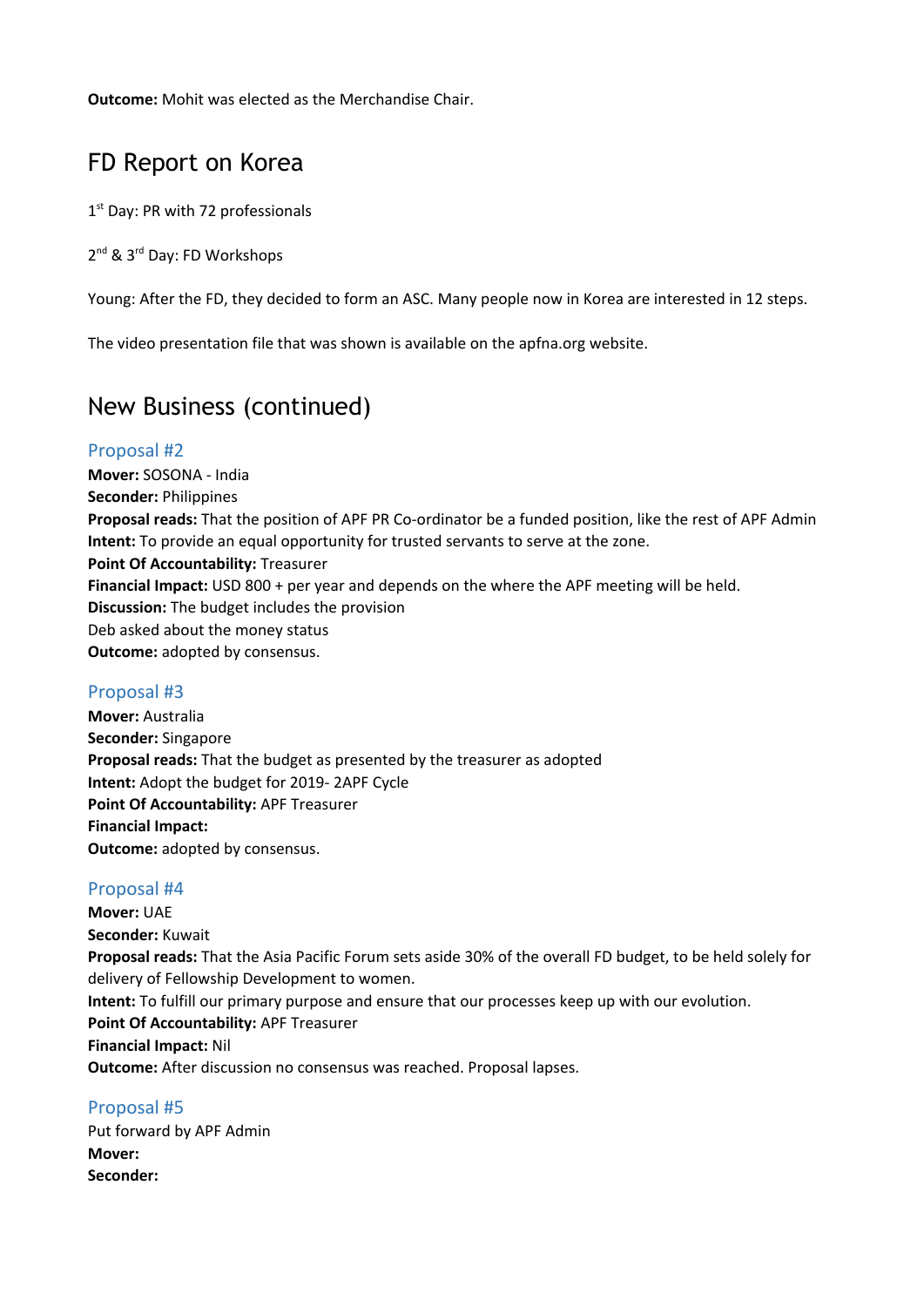**Outcome:** Mohit was elected as the Merchandise Chair.

## FD Report on Korea

1st Day: PR with 72 professionals

2nd & 3rd Day: FD Workshops

Young: After the FD, they decided to form an ASC. Many people now in Korea are interested in 12 steps.

The video presentation file that was shown is available on the apfna.org website.

## New Business (continued)

### Proposal #2

**Mover:** SOSONA - India
**Seconder:** Philippines
**Proposal reads:** That the position of APF PR Co-ordinator be a funded position, like the rest of APF Admin
**Intent:** To provide an equal opportunity for trusted servants to serve at the zone.
**Point Of Accountability:** Treasurer
**Financial Impact:** USD 800 + per year and depends on the where the APF meeting will be held.
**Discussion:** The budget includes the provision
Deb asked about the money status
**Outcome:** adopted by consensus.

### Proposal #3

**Mover:** Australia
**Seconder:** Singapore
**Proposal reads:** That the budget as presented by the treasurer as adopted
**Intent:** Adopt the budget for 2019- 2APF Cycle
**Point Of Accountability:** APF Treasurer
**Financial Impact:**
**Outcome:** adopted by consensus.

### Proposal #4

**Mover:** UAE
**Seconder:** Kuwait
**Proposal reads:** That the Asia Pacific Forum sets aside 30% of the overall FD budget, to be held solely for delivery of Fellowship Development to women.
**Intent:** To fulfill our primary purpose and ensure that our processes keep up with our evolution.
**Point Of Accountability:** APF Treasurer
**Financial Impact:** Nil
**Outcome:** After discussion no consensus was reached. Proposal lapses.

### Proposal #5

Put forward by APF Admin
**Mover:**
**Seconder:**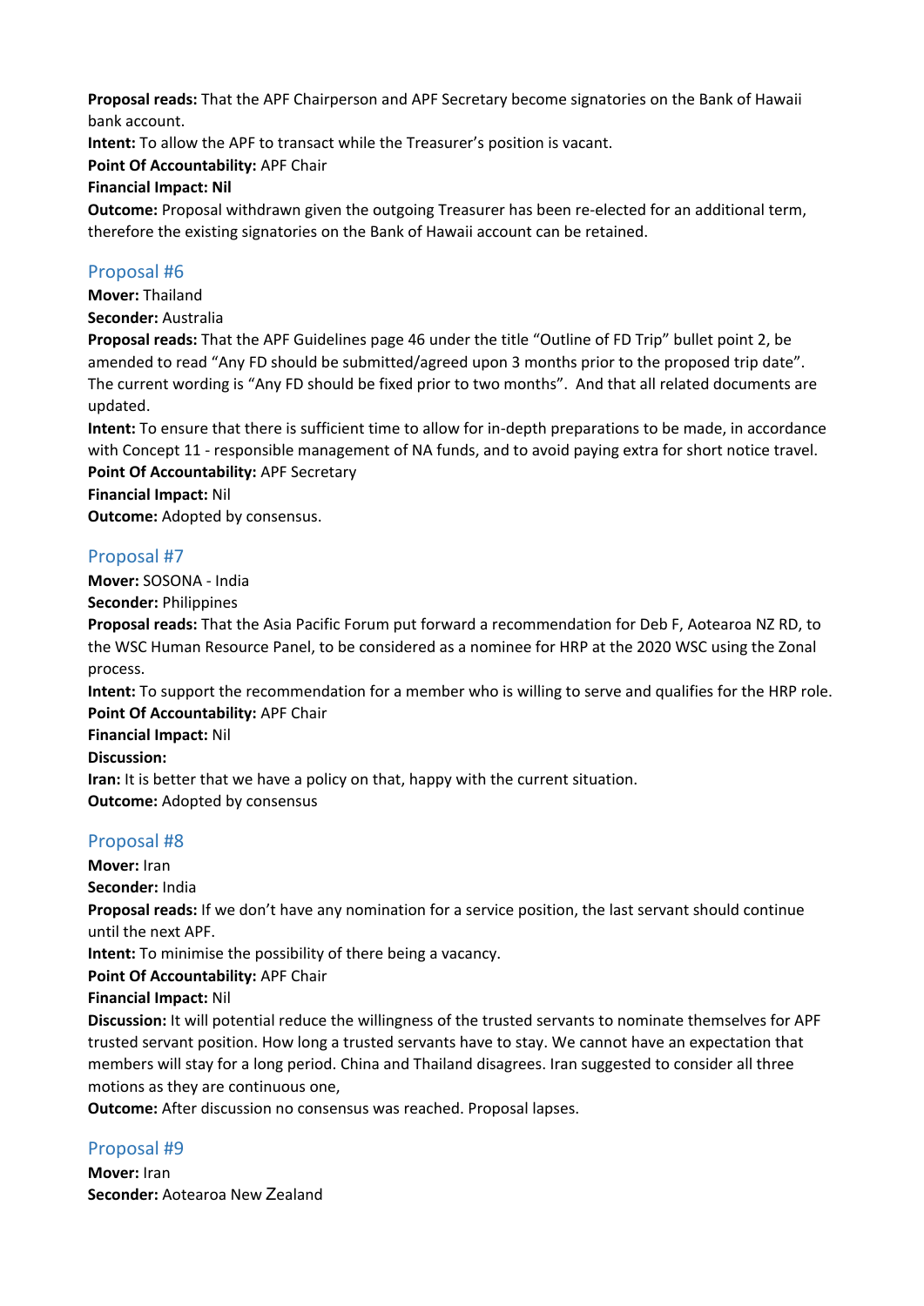**Proposal reads:** That the APF Chairperson and APF Secretary become signatories on the Bank of Hawaii bank account.
**Intent:** To allow the APF to transact while the Treasurer's position is vacant.
**Point Of Accountability:** APF Chair
**Financial Impact: Nil**
**Outcome:** Proposal withdrawn given the outgoing Treasurer has been re-elected for an additional term, therefore the existing signatories on the Bank of Hawaii account can be retained.

## Proposal #6

**Mover:** Thailand
**Seconder:** Australia
**Proposal reads:** That the APF Guidelines page 46 under the title "Outline of FD Trip" bullet point 2, be amended to read "Any FD should be submitted/agreed upon 3 months prior to the proposed trip date". The current wording is "Any FD should be fixed prior to two months". And that all related documents are updated.
**Intent:** To ensure that there is sufficient time to allow for in-depth preparations to be made, in accordance with Concept 11 - responsible management of NA funds, and to avoid paying extra for short notice travel.
**Point Of Accountability:** APF Secretary
**Financial Impact:** Nil
**Outcome:** Adopted by consensus.

## Proposal #7

**Mover:** SOSONA - India
**Seconder:** Philippines
**Proposal reads:** That the Asia Pacific Forum put forward a recommendation for Deb F, Aotearoa NZ RD, to the WSC Human Resource Panel, to be considered as a nominee for HRP at the 2020 WSC using the Zonal process.
**Intent:** To support the recommendation for a member who is willing to serve and qualifies for the HRP role.
**Point Of Accountability:** APF Chair
**Financial Impact:** Nil
**Discussion:**
**Iran:** It is better that we have a policy on that, happy with the current situation.
**Outcome:** Adopted by consensus

## Proposal #8

**Mover:** Iran
**Seconder:** India
**Proposal reads:** If we don't have any nomination for a service position, the last servant should continue until the next APF.
**Intent:** To minimise the possibility of there being a vacancy.
**Point Of Accountability:** APF Chair
**Financial Impact:** Nil
**Discussion:** It will potential reduce the willingness of the trusted servants to nominate themselves for APF trusted servant position. How long a trusted servants have to stay. We cannot have an expectation that members will stay for a long period. China and Thailand disagrees. Iran suggested to consider all three motions as they are continuous one,
**Outcome:** After discussion no consensus was reached. Proposal lapses.

## Proposal #9

**Mover:** Iran
**Seconder:** Aotearoa New Zealand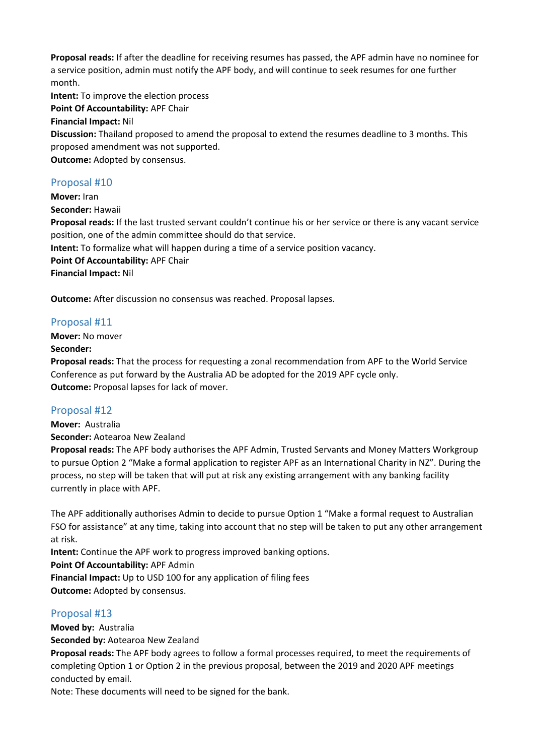**Proposal reads:** If after the deadline for receiving resumes has passed, the APF admin have no nominee for a service position, admin must notify the APF body, and will continue to seek resumes for one further month.
**Intent:** To improve the election process
**Point Of Accountability:** APF Chair
**Financial Impact:** Nil
**Discussion:** Thailand proposed to amend the proposal to extend the resumes deadline to 3 months. This proposed amendment was not supported.
**Outcome:** Adopted by consensus.

## Proposal #10

**Mover:** Iran
**Seconder:** Hawaii
**Proposal reads:** If the last trusted servant couldn't continue his or her service or there is any vacant service position, one of the admin committee should do that service.
**Intent:** To formalize what will happen during a time of a service position vacancy.
**Point Of Accountability:** APF Chair
**Financial Impact:** Nil

**Outcome:** After discussion no consensus was reached. Proposal lapses.

## Proposal #11

**Mover:** No mover
**Seconder:**
**Proposal reads:** That the process for requesting a zonal recommendation from APF to the World Service Conference as put forward by the Australia AD be adopted for the 2019 APF cycle only.
**Outcome:** Proposal lapses for lack of mover.

## Proposal #12

**Mover:** Australia
**Seconder:** Aotearoa New Zealand
**Proposal reads:** The APF body authorises the APF Admin, Trusted Servants and Money Matters Workgroup to pursue Option 2 "Make a formal application to register APF as an International Charity in NZ". During the process, no step will be taken that will put at risk any existing arrangement with any banking facility currently in place with APF.

The APF additionally authorises Admin to decide to pursue Option 1 "Make a formal request to Australian FSO for assistance" at any time, taking into account that no step will be taken to put any other arrangement at risk.
**Intent:** Continue the APF work to progress improved banking options.
**Point Of Accountability:** APF Admin
**Financial Impact:** Up to USD 100 for any application of filing fees
**Outcome:** Adopted by consensus.

## Proposal #13

**Moved by:** Australia
**Seconded by:** Aotearoa New Zealand
**Proposal reads:** The APF body agrees to follow a formal processes required, to meet the requirements of completing Option 1 or Option 2 in the previous proposal, between the 2019 and 2020 APF meetings conducted by email.
Note: These documents will need to be signed for the bank.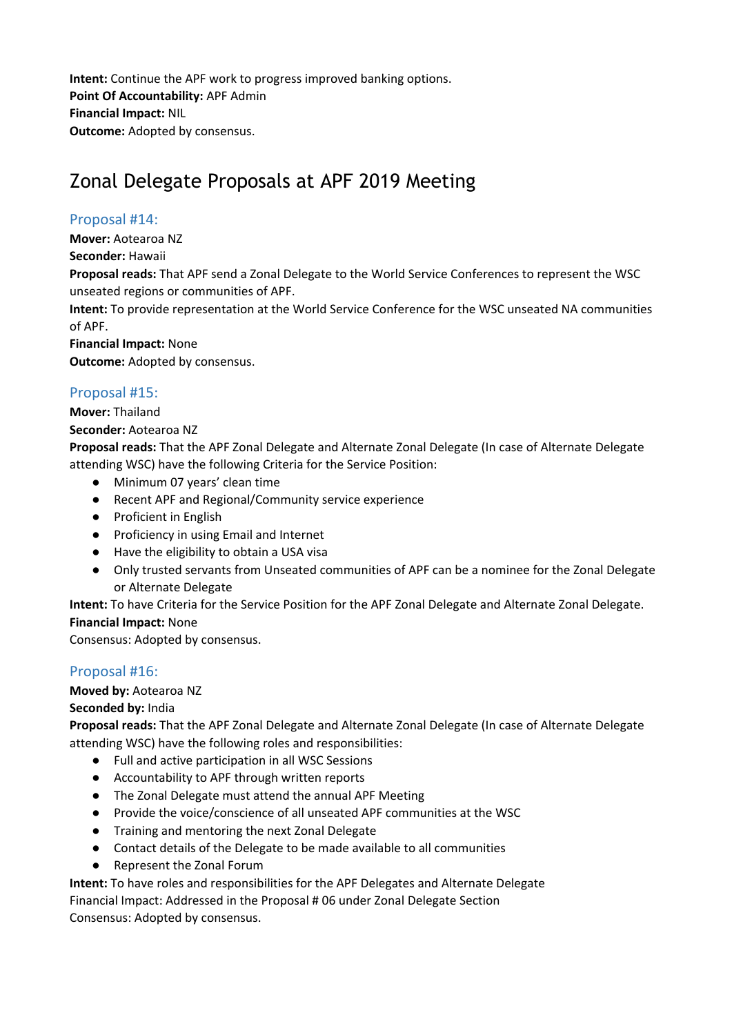**Intent:** Continue the APF work to progress improved banking options.
**Point Of Accountability:** APF Admin
**Financial Impact:** NIL
**Outcome:** Adopted by consensus.

# Zonal Delegate Proposals at APF 2019 Meeting

## Proposal #14:

**Mover:** Aotearoa NZ
**Seconder:** Hawaii
**Proposal reads:** That APF send a Zonal Delegate to the World Service Conferences to represent the WSC unseated regions or communities of APF.
**Intent:** To provide representation at the World Service Conference for the WSC unseated NA communities of APF.
**Financial Impact:** None
**Outcome:** Adopted by consensus.

## Proposal #15:

**Mover:** Thailand
**Seconder:** Aotearoa NZ
**Proposal reads:** That the APF Zonal Delegate and Alternate Zonal Delegate (In case of Alternate Delegate attending WSC) have the following Criteria for the Service Position:

- Minimum 07 years' clean time
- Recent APF and Regional/Community service experience
- Proficient in English
- Proficiency in using Email and Internet
- Have the eligibility to obtain a USA visa
- Only trusted servants from Unseated communities of APF can be a nominee for the Zonal Delegate or Alternate Delegate

**Intent:** To have Criteria for the Service Position for the APF Zonal Delegate and Alternate Zonal Delegate.
**Financial Impact:** None
Consensus: Adopted by consensus.

## Proposal #16:

**Moved by:** Aotearoa NZ
**Seconded by:** India
**Proposal reads:** That the APF Zonal Delegate and Alternate Zonal Delegate (In case of Alternate Delegate attending WSC) have the following roles and responsibilities:

- Full and active participation in all WSC Sessions
- Accountability to APF through written reports
- The Zonal Delegate must attend the annual APF Meeting
- Provide the voice/conscience of all unseated APF communities at the WSC
- Training and mentoring the next Zonal Delegate
- Contact details of the Delegate to be made available to all communities
- Represent the Zonal Forum

**Intent:** To have roles and responsibilities for the APF Delegates and Alternate Delegate
Financial Impact: Addressed in the Proposal # 06 under Zonal Delegate Section
Consensus: Adopted by consensus.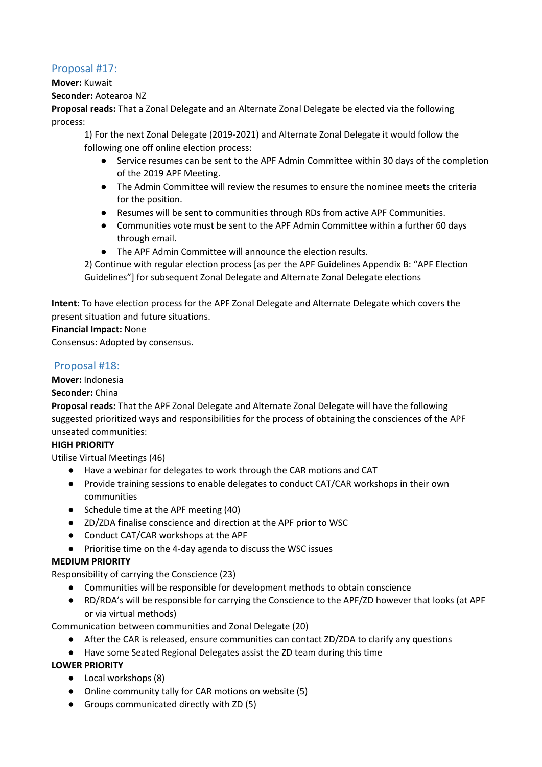## Proposal #17:

**Mover:** Kuwait
**Seconder:** Aotearoa NZ
**Proposal reads:** That a Zonal Delegate and an Alternate Zonal Delegate be elected via the following process:

1) For the next Zonal Delegate (2019-2021) and Alternate Zonal Delegate it would follow the following one off online election process:
    - Service resumes can be sent to the APF Admin Committee within 30 days of the completion of the 2019 APF Meeting.
    - The Admin Committee will review the resumes to ensure the nominee meets the criteria for the position.
    - Resumes will be sent to communities through RDs from active APF Communities.
    - Communities vote must be sent to the APF Admin Committee within a further 60 days through email.
    - The APF Admin Committee will announce the election results.

2) Continue with regular election process [as per the APF Guidelines Appendix B: "APF Election Guidelines"] for subsequent Zonal Delegate and Alternate Zonal Delegate elections

**Intent:** To have election process for the APF Zonal Delegate and Alternate Delegate which covers the present situation and future situations.
**Financial Impact:** None
Consensus: Adopted by consensus.

## Proposal #18:

**Mover:** Indonesia
**Seconder:** China
**Proposal reads:** That the APF Zonal Delegate and Alternate Zonal Delegate will have the following suggested prioritized ways and responsibilities for the process of obtaining the consciences of the APF unseated communities:

**HIGH PRIORITY**

Utilise Virtual Meetings (46)

- Have a webinar for delegates to work through the CAR motions and CAT
- Provide training sessions to enable delegates to conduct CAT/CAR workshops in their own communities
- Schedule time at the APF meeting (40)
- ZD/ZDA finalise conscience and direction at the APF prior to WSC
- Conduct CAT/CAR workshops at the APF
- Prioritise time on the 4-day agenda to discuss the WSC issues

**MEDIUM PRIORITY**

Responsibility of carrying the Conscience (23)

- Communities will be responsible for development methods to obtain conscience
- RD/RDA's will be responsible for carrying the Conscience to the APF/ZD however that looks (at APF or via virtual methods)

Communication between communities and Zonal Delegate (20)

- After the CAR is released, ensure communities can contact ZD/ZDA to clarify any questions
- Have some Seated Regional Delegates assist the ZD team during this time

**LOWER PRIORITY**

- Local workshops (8)
- Online community tally for CAR motions on website (5)
- Groups communicated directly with ZD (5)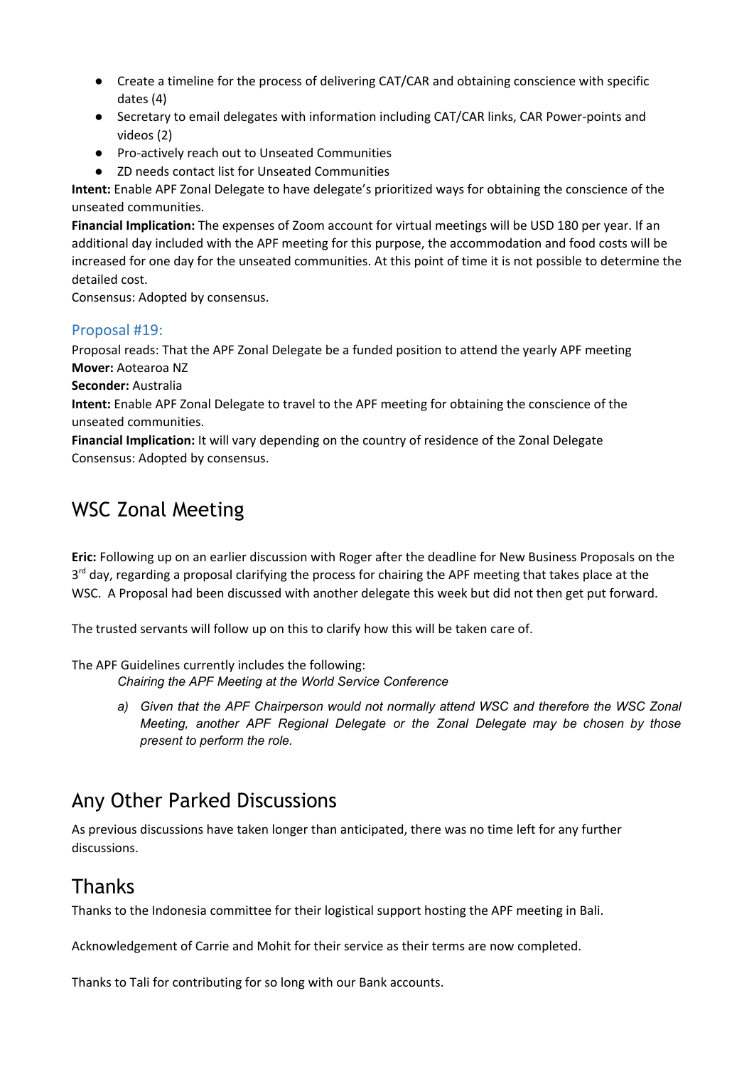- Create a timeline for the process of delivering CAT/CAR and obtaining conscience with specific dates (4)
- Secretary to email delegates with information including CAT/CAR links, CAR Power-points and videos (2)
- Pro-actively reach out to Unseated Communities
- ZD needs contact list for Unseated Communities

**Intent:** Enable APF Zonal Delegate to have delegate's prioritized ways for obtaining the conscience of the unseated communities.

**Financial Implication:** The expenses of Zoom account for virtual meetings will be USD 180 per year. If an additional day included with the APF meeting for this purpose, the accommodation and food costs will be increased for one day for the unseated communities. At this point of time it is not possible to determine the detailed cost.

Consensus: Adopted by consensus.

### Proposal #19:

Proposal reads: That the APF Zonal Delegate be a funded position to attend the yearly APF meeting

**Mover:** Aotearoa NZ

**Seconder:** Australia

**Intent:** Enable APF Zonal Delegate to travel to the APF meeting for obtaining the conscience of the unseated communities.

**Financial Implication:** It will vary depending on the country of residence of the Zonal Delegate

Consensus: Adopted by consensus.

## WSC Zonal Meeting

**Eric:** Following up on an earlier discussion with Roger after the deadline for New Business Proposals on the 3rd day, regarding a proposal clarifying the process for chairing the APF meeting that takes place at the WSC. A Proposal had been discussed with another delegate this week but did not then get put forward.

The trusted servants will follow up on this to clarify how this will be taken care of.

The APF Guidelines currently includes the following:

*Chairing the APF Meeting at the World Service Conference*

a) *Given that the APF Chairperson would not normally attend WSC and therefore the WSC Zonal Meeting, another APF Regional Delegate or the Zonal Delegate may be chosen by those present to perform the role.*

## Any Other Parked Discussions

As previous discussions have taken longer than anticipated, there was no time left for any further discussions.

## Thanks

Thanks to the Indonesia committee for their logistical support hosting the APF meeting in Bali.

Acknowledgement of Carrie and Mohit for their service as their terms are now completed.

Thanks to Tali for contributing for so long with our Bank accounts.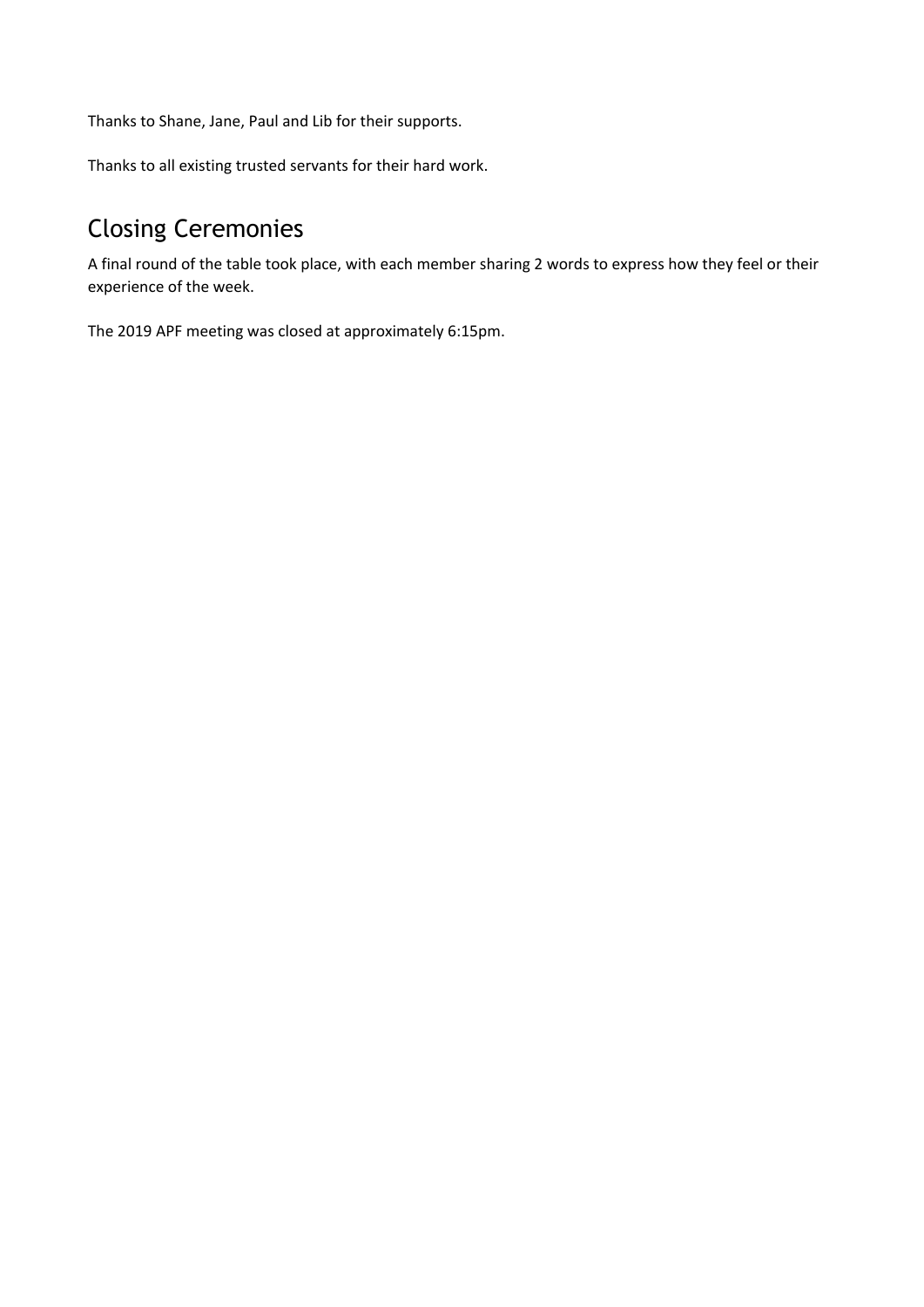Thanks to Shane, Jane, Paul and Lib for their supports.

Thanks to all existing trusted servants for their hard work.

## Closing Ceremonies

A final round of the table took place, with each member sharing 2 words to express how they feel or their experience of the week.

The 2019 APF meeting was closed at approximately 6:15pm.